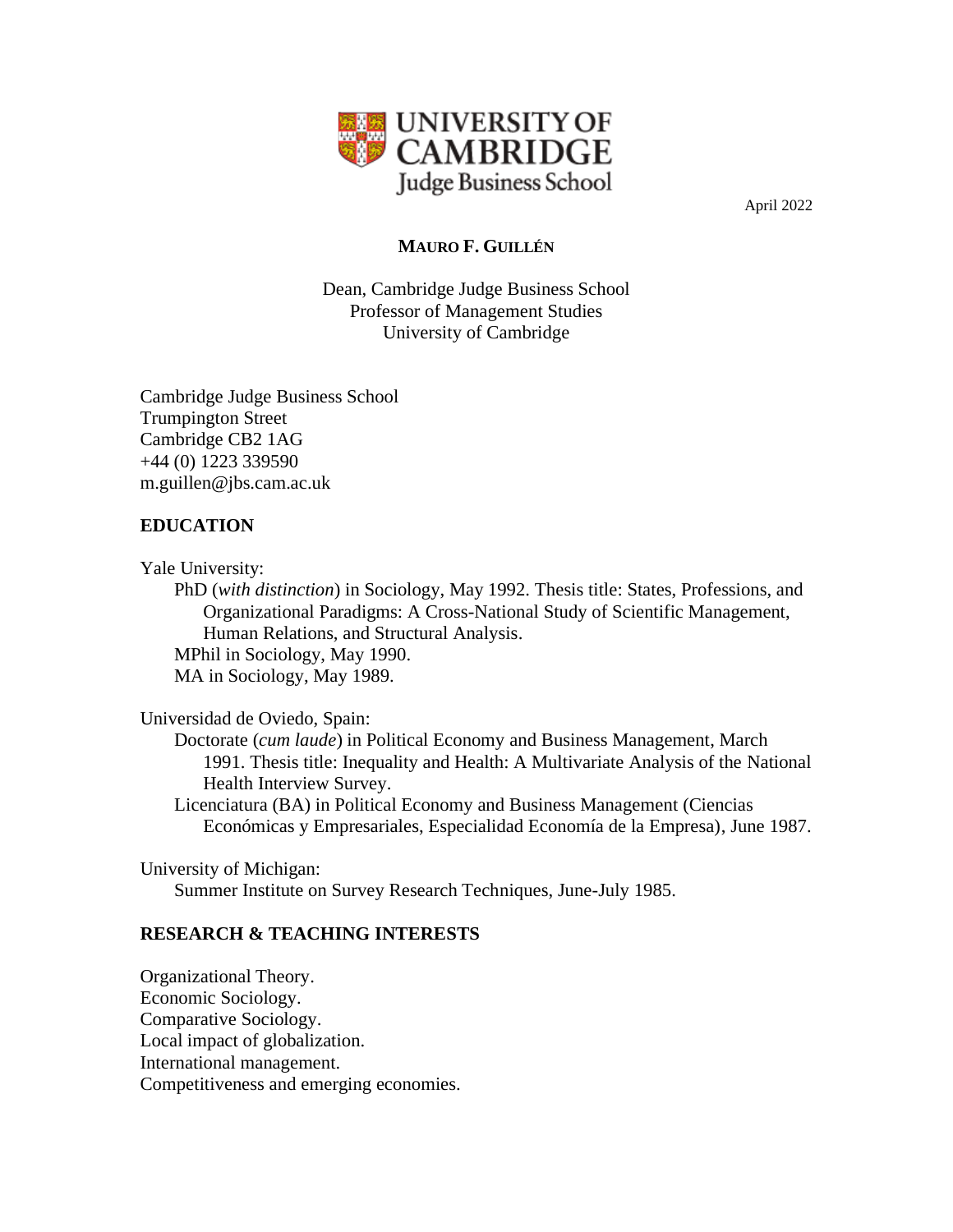April 2022

**MAURO F. GUILLÉN**

Dean, Cambridge Judge Business School
Professor of Management Studies
University of Cambridge

Cambridge Judge Business School
Trumpington Street
Cambridge CB2 1AG
+44 (0) 1223 339590
m.guillen@jbs.cam.ac.uk

## EDUCATION

Yale University:

- PhD (*with distinction*) in Sociology, May 1992. Thesis title: States, Professions, and Organizational Paradigms: A Cross-National Study of Scientific Management, Human Relations, and Structural Analysis.
- MPhil in Sociology, May 1990.
- MA in Sociology, May 1989.

Universidad de Oviedo, Spain:

- Doctorate (*cum laude*) in Political Economy and Business Management, March 1991. Thesis title: Inequality and Health: A Multivariate Analysis of the National Health Interview Survey.
- Licenciatura (BA) in Political Economy and Business Management (Ciencias Económicas y Empresariales, Especialidad Economía de la Empresa), June 1987.

University of Michigan:

- Summer Institute on Survey Research Techniques, June-July 1985.

## RESEARCH & TEACHING INTERESTS

Organizational Theory.
Economic Sociology.
Comparative Sociology.
Local impact of globalization.
International management.
Competitiveness and emerging economies.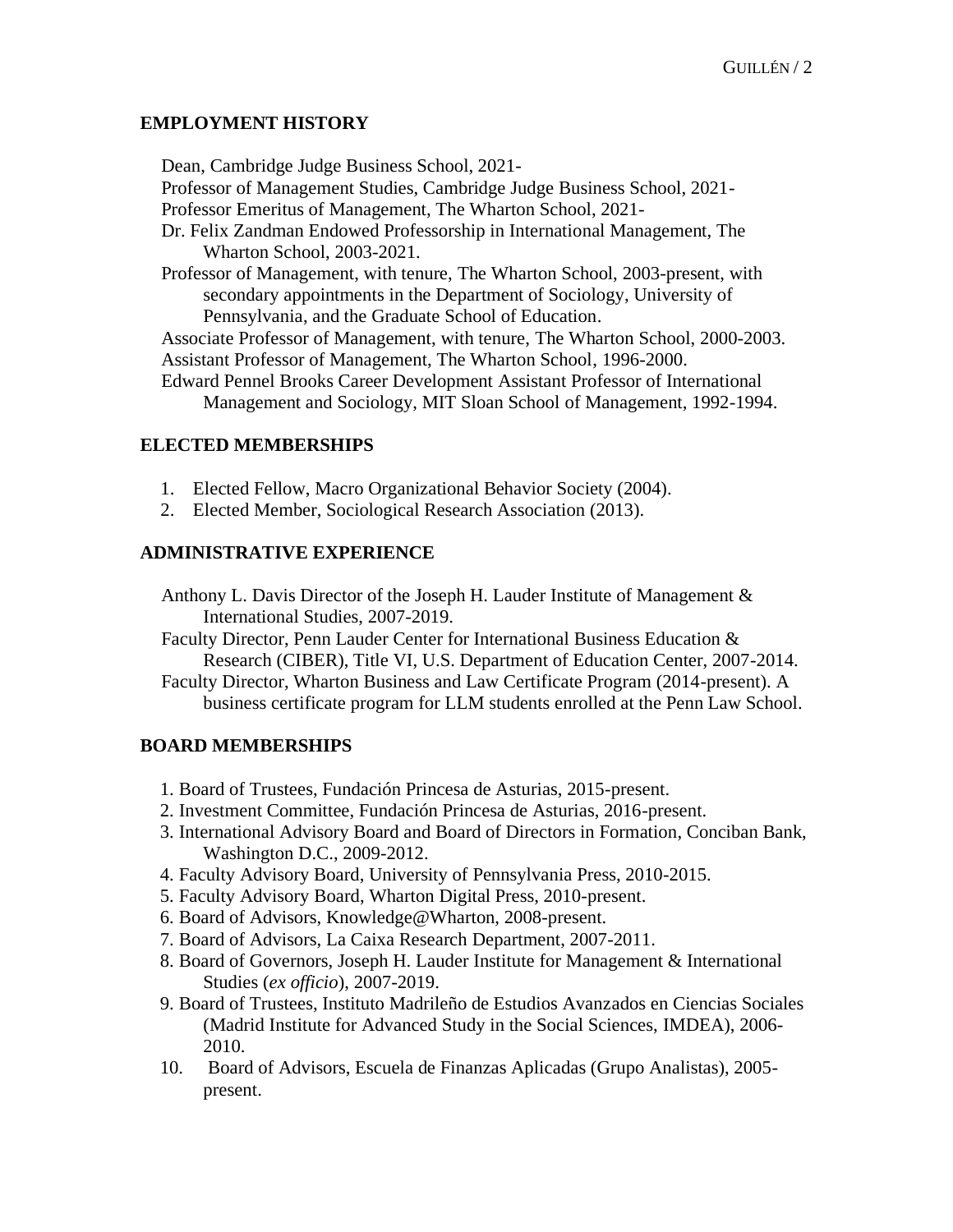## EMPLOYMENT HISTORY

Dean, Cambridge Judge Business School, 2021-
Professor of Management Studies, Cambridge Judge Business School, 2021-
Professor Emeritus of Management, The Wharton School, 2021-
Dr. Felix Zandman Endowed Professorship in International Management, The Wharton School, 2003-2021.
Professor of Management, with tenure, The Wharton School, 2003-present, with secondary appointments in the Department of Sociology, University of Pennsylvania, and the Graduate School of Education.
Associate Professor of Management, with tenure, The Wharton School, 2000-2003.
Assistant Professor of Management, The Wharton School, 1996-2000.
Edward Pennel Brooks Career Development Assistant Professor of International Management and Sociology, MIT Sloan School of Management, 1992-1994.

## ELECTED MEMBERSHIPS

1. Elected Fellow, Macro Organizational Behavior Society (2004).
2. Elected Member, Sociological Research Association (2013).

## ADMINISTRATIVE EXPERIENCE

Anthony L. Davis Director of the Joseph H. Lauder Institute of Management & International Studies, 2007-2019.
Faculty Director, Penn Lauder Center for International Business Education & Research (CIBER), Title VI, U.S. Department of Education Center, 2007-2014.
Faculty Director, Wharton Business and Law Certificate Program (2014-present). A business certificate program for LLM students enrolled at the Penn Law School.

## BOARD MEMBERSHIPS

1. Board of Trustees, Fundación Princesa de Asturias, 2015-present.
2. Investment Committee, Fundación Princesa de Asturias, 2016-present.
3. International Advisory Board and Board of Directors in Formation, Conciban Bank, Washington D.C., 2009-2012.
4. Faculty Advisory Board, University of Pennsylvania Press, 2010-2015.
5. Faculty Advisory Board, Wharton Digital Press, 2010-present.
6. Board of Advisors, Knowledge@Wharton, 2008-present.
7. Board of Advisors, La Caixa Research Department, 2007-2011.
8. Board of Governors, Joseph H. Lauder Institute for Management & International Studies (*ex officio*), 2007-2019.
9. Board of Trustees, Instituto Madrileño de Estudios Avanzados en Ciencias Sociales (Madrid Institute for Advanced Study in the Social Sciences, IMDEA), 2006-2010.
10. Board of Advisors, Escuela de Finanzas Aplicadas (Grupo Analistas), 2005-present.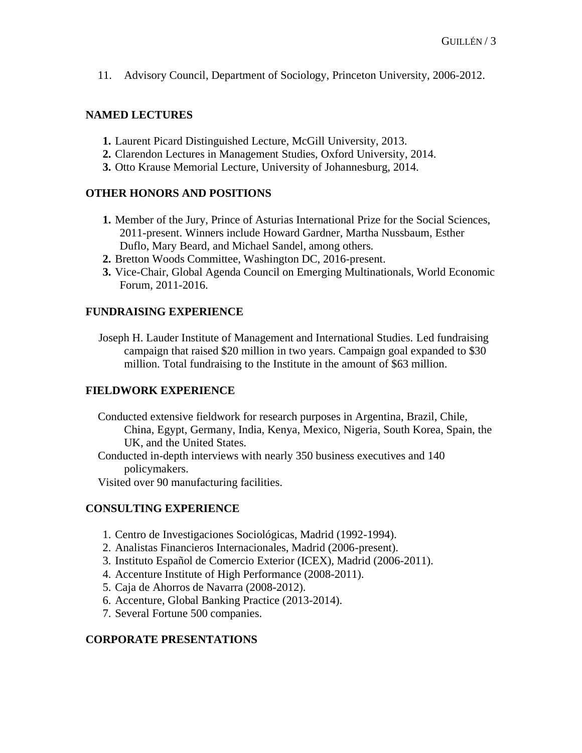11. Advisory Council, Department of Sociology, Princeton University, 2006-2012.

## NAMED LECTURES

1. Laurent Picard Distinguished Lecture, McGill University, 2013.
2. Clarendon Lectures in Management Studies, Oxford University, 2014.
3. Otto Krause Memorial Lecture, University of Johannesburg, 2014.

## OTHER HONORS AND POSITIONS

1. Member of the Jury, Prince of Asturias International Prize for the Social Sciences, 2011-present. Winners include Howard Gardner, Martha Nussbaum, Esther Duflo, Mary Beard, and Michael Sandel, among others.
2. Bretton Woods Committee, Washington DC, 2016-present.
3. Vice-Chair, Global Agenda Council on Emerging Multinationals, World Economic Forum, 2011-2016.

## FUNDRAISING EXPERIENCE

Joseph H. Lauder Institute of Management and International Studies. Led fundraising campaign that raised $20 million in two years. Campaign goal expanded to $30 million. Total fundraising to the Institute in the amount of $63 million.

## FIELDWORK EXPERIENCE

Conducted extensive fieldwork for research purposes in Argentina, Brazil, Chile, China, Egypt, Germany, India, Kenya, Mexico, Nigeria, South Korea, Spain, the UK, and the United States.

Conducted in-depth interviews with nearly 350 business executives and 140 policymakers.

Visited over 90 manufacturing facilities.

## CONSULTING EXPERIENCE

1. Centro de Investigaciones Sociológicas, Madrid (1992-1994).
2. Analistas Financieros Internacionales, Madrid (2006-present).
3. Instituto Español de Comercio Exterior (ICEX), Madrid (2006-2011).
4. Accenture Institute of High Performance (2008-2011).
5. Caja de Ahorros de Navarra (2008-2012).
6. Accenture, Global Banking Practice (2013-2014).
7. Several Fortune 500 companies.

## CORPORATE PRESENTATIONS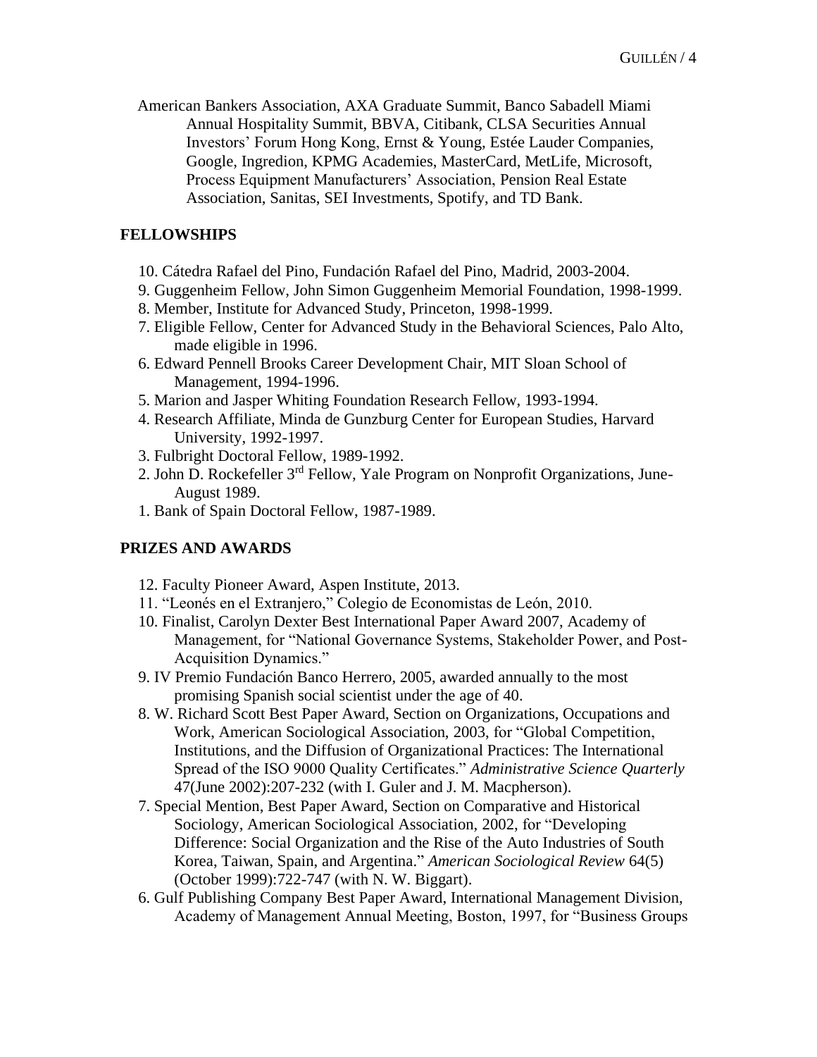American Bankers Association, AXA Graduate Summit, Banco Sabadell Miami Annual Hospitality Summit, BBVA, Citibank, CLSA Securities Annual Investors' Forum Hong Kong, Ernst & Young, Estée Lauder Companies, Google, Ingredion, KPMG Academies, MasterCard, MetLife, Microsoft, Process Equipment Manufacturers' Association, Pension Real Estate Association, Sanitas, SEI Investments, Spotify, and TD Bank.

## FELLOWSHIPS

10. Cátedra Rafael del Pino, Fundación Rafael del Pino, Madrid, 2003-2004.
9. Guggenheim Fellow, John Simon Guggenheim Memorial Foundation, 1998-1999.
8. Member, Institute for Advanced Study, Princeton, 1998-1999.
7. Eligible Fellow, Center for Advanced Study in the Behavioral Sciences, Palo Alto, made eligible in 1996.
6. Edward Pennell Brooks Career Development Chair, MIT Sloan School of Management, 1994-1996.
5. Marion and Jasper Whiting Foundation Research Fellow, 1993-1994.
4. Research Affiliate, Minda de Gunzburg Center for European Studies, Harvard University, 1992-1997.
3. Fulbright Doctoral Fellow, 1989-1992.
2. John D. Rockefeller 3rd Fellow, Yale Program on Nonprofit Organizations, June-August 1989.
1. Bank of Spain Doctoral Fellow, 1987-1989.

## PRIZES AND AWARDS

12. Faculty Pioneer Award, Aspen Institute, 2013.
11. "Leonés en el Extranjero," Colegio de Economistas de León, 2010.
10. Finalist, Carolyn Dexter Best International Paper Award 2007, Academy of Management, for "National Governance Systems, Stakeholder Power, and Post-Acquisition Dynamics."
9. IV Premio Fundación Banco Herrero, 2005, awarded annually to the most promising Spanish social scientist under the age of 40.
8. W. Richard Scott Best Paper Award, Section on Organizations, Occupations and Work, American Sociological Association, 2003, for "Global Competition, Institutions, and the Diffusion of Organizational Practices: The International Spread of the ISO 9000 Quality Certificates." *Administrative Science Quarterly* 47(June 2002):207-232 (with I. Guler and J. M. Macpherson).
7. Special Mention, Best Paper Award, Section on Comparative and Historical Sociology, American Sociological Association, 2002, for "Developing Difference: Social Organization and the Rise of the Auto Industries of South Korea, Taiwan, Spain, and Argentina." *American Sociological Review* 64(5) (October 1999):722-747 (with N. W. Biggart).
6. Gulf Publishing Company Best Paper Award, International Management Division, Academy of Management Annual Meeting, Boston, 1997, for "Business Groups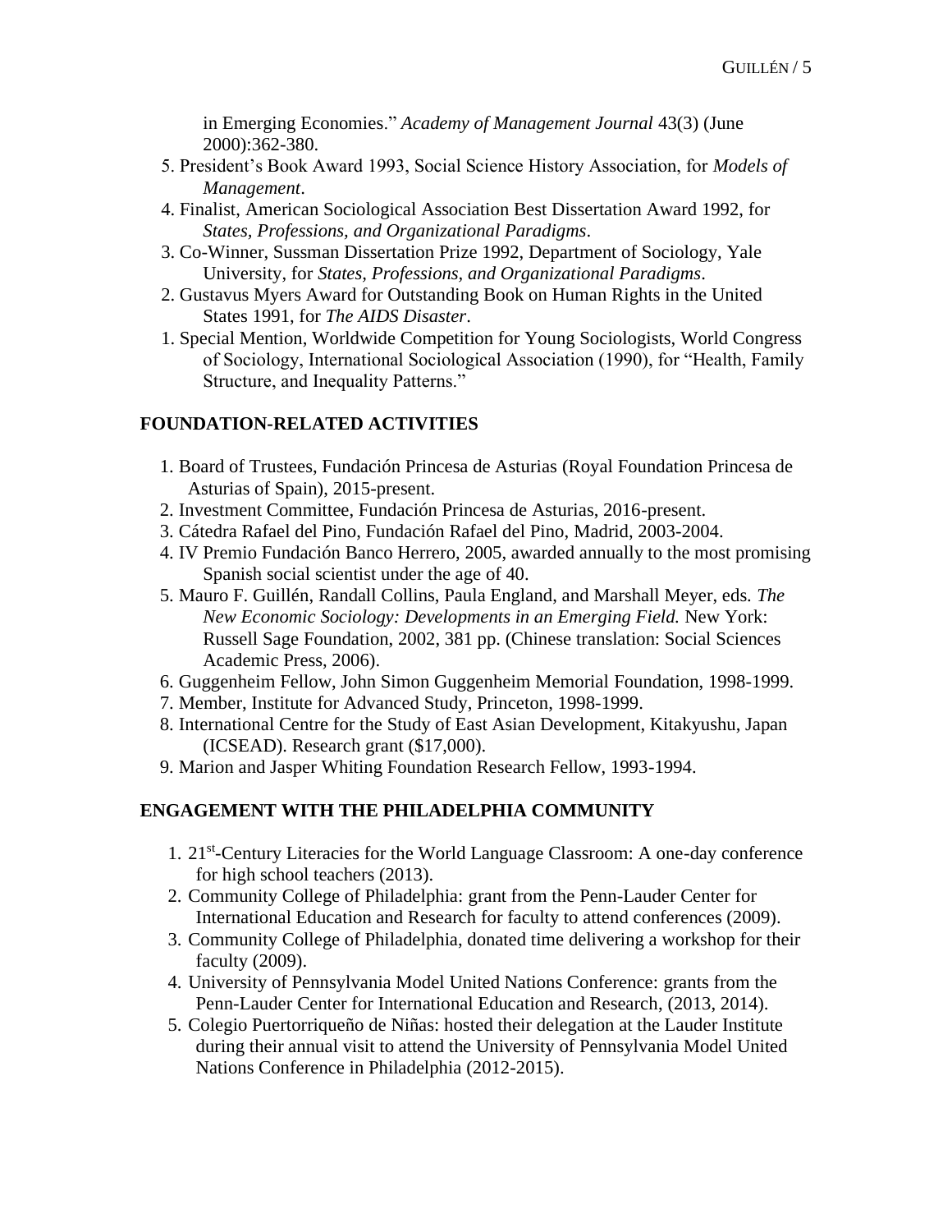in Emerging Economies." *Academy of Management Journal* 43(3) (June 2000):362-380.

5. President's Book Award 1993, Social Science History Association, for *Models of Management*.
4. Finalist, American Sociological Association Best Dissertation Award 1992, for *States, Professions, and Organizational Paradigms*.
3. Co-Winner, Sussman Dissertation Prize 1992, Department of Sociology, Yale University, for *States, Professions, and Organizational Paradigms*.
2. Gustavus Myers Award for Outstanding Book on Human Rights in the United States 1991, for *The AIDS Disaster*.
1. Special Mention, Worldwide Competition for Young Sociologists, World Congress of Sociology, International Sociological Association (1990), for "Health, Family Structure, and Inequality Patterns."

## FOUNDATION-RELATED ACTIVITIES

1. Board of Trustees, Fundación Princesa de Asturias (Royal Foundation Princesa de Asturias of Spain), 2015-present.
2. Investment Committee, Fundación Princesa de Asturias, 2016-present.
3. Cátedra Rafael del Pino, Fundación Rafael del Pino, Madrid, 2003-2004.
4. IV Premio Fundación Banco Herrero, 2005, awarded annually to the most promising Spanish social scientist under the age of 40.
5. Mauro F. Guillén, Randall Collins, Paula England, and Marshall Meyer, eds. *The New Economic Sociology: Developments in an Emerging Field.* New York: Russell Sage Foundation, 2002, 381 pp. (Chinese translation: Social Sciences Academic Press, 2006).
6. Guggenheim Fellow, John Simon Guggenheim Memorial Foundation, 1998-1999.
7. Member, Institute for Advanced Study, Princeton, 1998-1999.
8. International Centre for the Study of East Asian Development, Kitakyushu, Japan (ICSEAD). Research grant ($17,000).
9. Marion and Jasper Whiting Foundation Research Fellow, 1993-1994.

## ENGAGEMENT WITH THE PHILADELPHIA COMMUNITY

1. 21st-Century Literacies for the World Language Classroom: A one-day conference for high school teachers (2013).
2. Community College of Philadelphia: grant from the Penn-Lauder Center for International Education and Research for faculty to attend conferences (2009).
3. Community College of Philadelphia, donated time delivering a workshop for their faculty (2009).
4. University of Pennsylvania Model United Nations Conference: grants from the Penn-Lauder Center for International Education and Research, (2013, 2014).
5. Colegio Puertorriqueño de Niñas: hosted their delegation at the Lauder Institute during their annual visit to attend the University of Pennsylvania Model United Nations Conference in Philadelphia (2012-2015).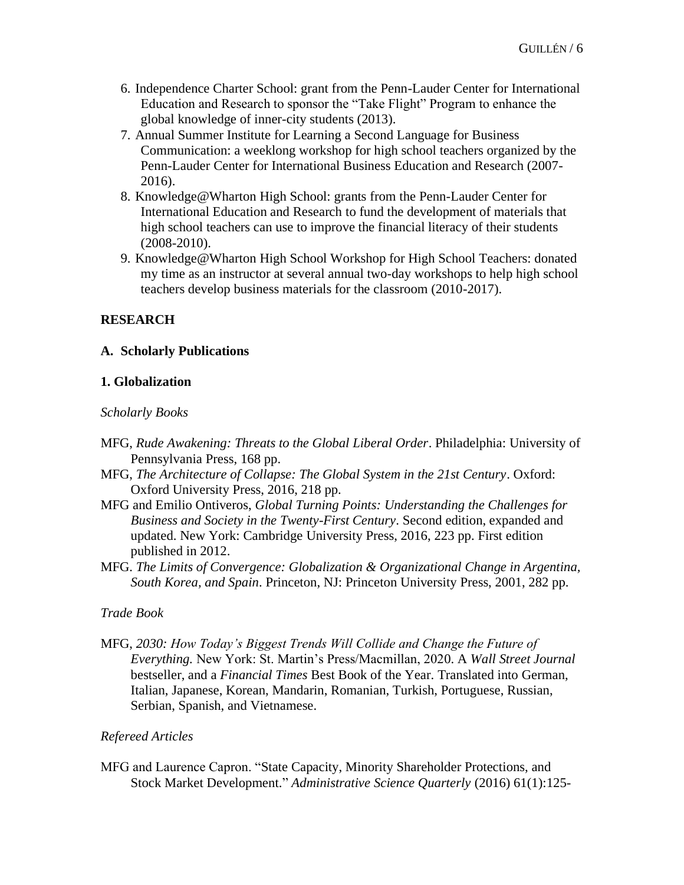6. Independence Charter School: grant from the Penn-Lauder Center for International Education and Research to sponsor the "Take Flight" Program to enhance the global knowledge of inner-city students (2013).
7. Annual Summer Institute for Learning a Second Language for Business Communication: a weeklong workshop for high school teachers organized by the Penn-Lauder Center for International Business Education and Research (2007-2016).
8. Knowledge@Wharton High School: grants from the Penn-Lauder Center for International Education and Research to fund the development of materials that high school teachers can use to improve the financial literacy of their students (2008-2010).
9. Knowledge@Wharton High School Workshop for High School Teachers: donated my time as an instructor at several annual two-day workshops to help high school teachers develop business materials for the classroom (2010-2017).

## RESEARCH

### A. Scholarly Publications

### 1. Globalization

*Scholarly Books*

MFG, *Rude Awakening: Threats to the Global Liberal Order*. Philadelphia: University of Pennsylvania Press, 168 pp.

MFG, *The Architecture of Collapse: The Global System in the 21st Century*. Oxford: Oxford University Press, 2016, 218 pp.

MFG and Emilio Ontiveros, *Global Turning Points: Understanding the Challenges for Business and Society in the Twenty-First Century*. Second edition, expanded and updated. New York: Cambridge University Press, 2016, 223 pp. First edition published in 2012.

MFG. *The Limits of Convergence: Globalization & Organizational Change in Argentina, South Korea, and Spain*. Princeton, NJ: Princeton University Press, 2001, 282 pp.

*Trade Book*

MFG, *2030: How Today's Biggest Trends Will Collide and Change the Future of Everything.* New York: St. Martin's Press/Macmillan, 2020. A *Wall Street Journal* bestseller, and a *Financial Times* Best Book of the Year. Translated into German, Italian, Japanese, Korean, Mandarin, Romanian, Turkish, Portuguese, Russian, Serbian, Spanish, and Vietnamese.

*Refereed Articles*

MFG and Laurence Capron. "State Capacity, Minority Shareholder Protections, and Stock Market Development." *Administrative Science Quarterly* (2016) 61(1):125-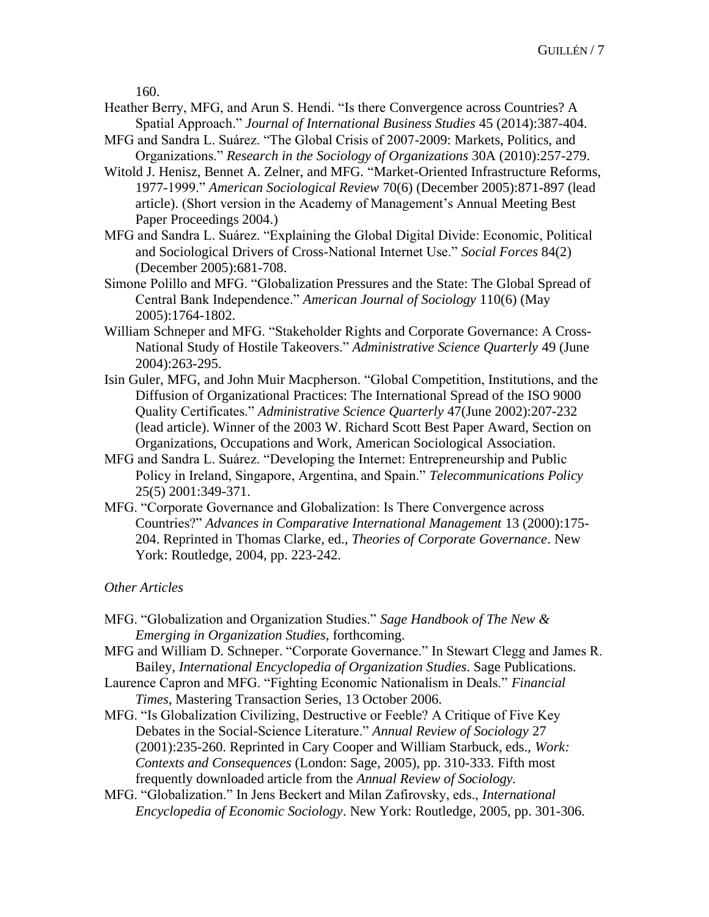160.

Heather Berry, MFG, and Arun S. Hendi. "Is there Convergence across Countries? A Spatial Approach." *Journal of International Business Studies* 45 (2014):387-404.

MFG and Sandra L. Suárez. "The Global Crisis of 2007-2009: Markets, Politics, and Organizations." *Research in the Sociology of Organizations* 30A (2010):257-279.

Witold J. Henisz, Bennet A. Zelner, and MFG. "Market-Oriented Infrastructure Reforms, 1977-1999." *American Sociological Review* 70(6) (December 2005):871-897 (lead article). (Short version in the Academy of Management's Annual Meeting Best Paper Proceedings 2004.)

MFG and Sandra L. Suárez. "Explaining the Global Digital Divide: Economic, Political and Sociological Drivers of Cross-National Internet Use." *Social Forces* 84(2) (December 2005):681-708.

Simone Polillo and MFG. "Globalization Pressures and the State: The Global Spread of Central Bank Independence." *American Journal of Sociology* 110(6) (May 2005):1764-1802.

William Schneper and MFG. "Stakeholder Rights and Corporate Governance: A Cross-National Study of Hostile Takeovers." *Administrative Science Quarterly* 49 (June 2004):263-295.

Isin Guler, MFG, and John Muir Macpherson. "Global Competition, Institutions, and the Diffusion of Organizational Practices: The International Spread of the ISO 9000 Quality Certificates." *Administrative Science Quarterly* 47(June 2002):207-232 (lead article). Winner of the 2003 W. Richard Scott Best Paper Award, Section on Organizations, Occupations and Work, American Sociological Association.

MFG and Sandra L. Suárez. "Developing the Internet: Entrepreneurship and Public Policy in Ireland, Singapore, Argentina, and Spain." *Telecommunications Policy* 25(5) 2001:349-371.

MFG. "Corporate Governance and Globalization: Is There Convergence across Countries?" *Advances in Comparative International Management* 13 (2000):175-204. Reprinted in Thomas Clarke, ed., *Theories of Corporate Governance*. New York: Routledge, 2004, pp. 223-242.

*Other Articles*

MFG. "Globalization and Organization Studies." *Sage Handbook of The New & Emerging in Organization Studies*, forthcoming.

MFG and William D. Schneper. "Corporate Governance." In Stewart Clegg and James R. Bailey, *International Encyclopedia of Organization Studies*. Sage Publications.

Laurence Capron and MFG. "Fighting Economic Nationalism in Deals." *Financial Times*, Mastering Transaction Series, 13 October 2006.

MFG. "Is Globalization Civilizing, Destructive or Feeble? A Critique of Five Key Debates in the Social-Science Literature." *Annual Review of Sociology* 27 (2001):235-260. Reprinted in Cary Cooper and William Starbuck, eds., *Work: Contexts and Consequences* (London: Sage, 2005), pp. 310-333. Fifth most frequently downloaded article from the *Annual Review of Sociology.*

MFG. "Globalization." In Jens Beckert and Milan Zafirovsky, eds., *International Encyclopedia of Economic Sociology*. New York: Routledge, 2005, pp. 301-306.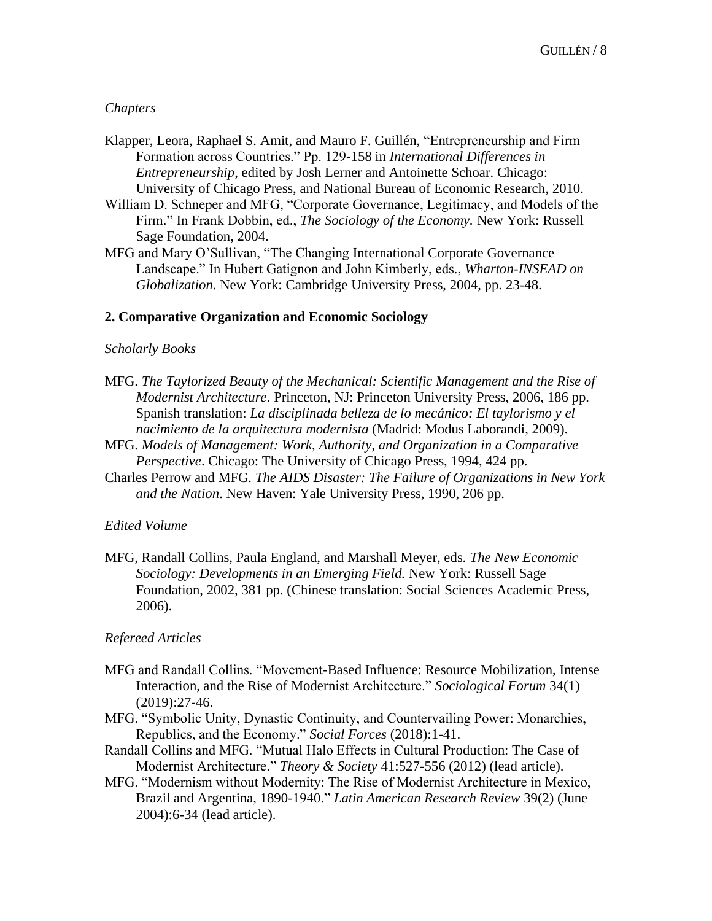*Chapters*

Klapper, Leora, Raphael S. Amit, and Mauro F. Guillén, "Entrepreneurship and Firm Formation across Countries." Pp. 129-158 in *International Differences in Entrepreneurship*, edited by Josh Lerner and Antoinette Schoar. Chicago: University of Chicago Press, and National Bureau of Economic Research, 2010.

William D. Schneper and MFG, "Corporate Governance, Legitimacy, and Models of the Firm." In Frank Dobbin, ed., *The Sociology of the Economy.* New York: Russell Sage Foundation, 2004.

MFG and Mary O'Sullivan, "The Changing International Corporate Governance Landscape." In Hubert Gatignon and John Kimberly, eds., *Wharton-INSEAD on Globalization.* New York: Cambridge University Press, 2004, pp. 23-48.

## 2. Comparative Organization and Economic Sociology

*Scholarly Books*

MFG. *The Taylorized Beauty of the Mechanical: Scientific Management and the Rise of Modernist Architecture*. Princeton, NJ: Princeton University Press, 2006, 186 pp. Spanish translation: *La disciplinada belleza de lo mecánico: El taylorismo y el nacimiento de la arquitectura modernista* (Madrid: Modus Laborandi, 2009).

MFG. *Models of Management: Work, Authority, and Organization in a Comparative Perspective*. Chicago: The University of Chicago Press, 1994, 424 pp.

Charles Perrow and MFG. *The AIDS Disaster: The Failure of Organizations in New York and the Nation*. New Haven: Yale University Press, 1990, 206 pp.

*Edited Volume*

MFG, Randall Collins, Paula England, and Marshall Meyer, eds. *The New Economic Sociology: Developments in an Emerging Field.* New York: Russell Sage Foundation, 2002, 381 pp. (Chinese translation: Social Sciences Academic Press, 2006).

*Refereed Articles*

MFG and Randall Collins. "Movement-Based Influence: Resource Mobilization, Intense Interaction, and the Rise of Modernist Architecture." *Sociological Forum* 34(1) (2019):27-46.

MFG. "Symbolic Unity, Dynastic Continuity, and Countervailing Power: Monarchies, Republics, and the Economy." *Social Forces* (2018):1-41.

Randall Collins and MFG. "Mutual Halo Effects in Cultural Production: The Case of Modernist Architecture." *Theory & Society* 41:527-556 (2012) (lead article).

MFG. "Modernism without Modernity: The Rise of Modernist Architecture in Mexico, Brazil and Argentina, 1890-1940." *Latin American Research Review* 39(2) (June 2004):6-34 (lead article).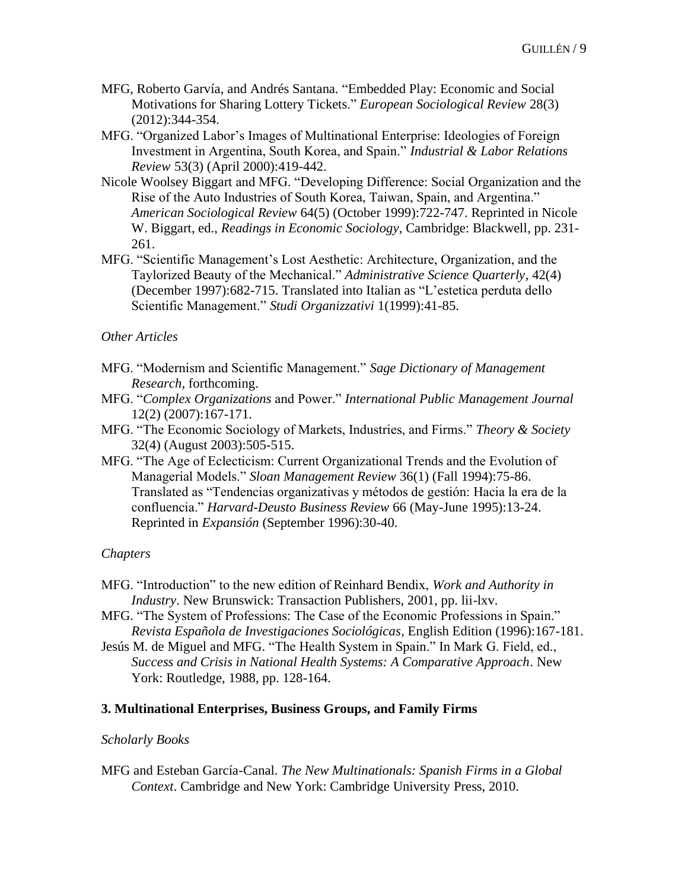MFG, Roberto Garvía, and Andrés Santana. "Embedded Play: Economic and Social Motivations for Sharing Lottery Tickets." *European Sociological Review* 28(3) (2012):344-354.

MFG. "Organized Labor's Images of Multinational Enterprise: Ideologies of Foreign Investment in Argentina, South Korea, and Spain." *Industrial & Labor Relations Review* 53(3) (April 2000):419-442.

Nicole Woolsey Biggart and MFG. "Developing Difference: Social Organization and the Rise of the Auto Industries of South Korea, Taiwan, Spain, and Argentina." *American Sociological Review* 64(5) (October 1999):722-747. Reprinted in Nicole W. Biggart, ed., *Readings in Economic Sociology*, Cambridge: Blackwell, pp. 231-261.

MFG. "Scientific Management's Lost Aesthetic: Architecture, Organization, and the Taylorized Beauty of the Mechanical." *Administrative Science Quarterly*, 42(4) (December 1997):682-715. Translated into Italian as "L'estetica perduta dello Scientific Management." *Studi Organizzativi* 1(1999):41-85.

*Other Articles*

MFG. "Modernism and Scientific Management." *Sage Dictionary of Management Research*, forthcoming.

MFG. "*Complex Organizations* and Power." *International Public Management Journal* 12(2) (2007):167-171.

MFG. "The Economic Sociology of Markets, Industries, and Firms." *Theory & Society* 32(4) (August 2003):505-515.

MFG. "The Age of Eclecticism: Current Organizational Trends and the Evolution of Managerial Models." *Sloan Management Review* 36(1) (Fall 1994):75-86. Translated as "Tendencias organizativas y métodos de gestión: Hacia la era de la confluencia." *Harvard-Deusto Business Review* 66 (May-June 1995):13-24. Reprinted in *Expansión* (September 1996):30-40.

*Chapters*

MFG. "Introduction" to the new edition of Reinhard Bendix, *Work and Authority in Industry*. New Brunswick: Transaction Publishers, 2001, pp. lii-lxv.

MFG. "The System of Professions: The Case of the Economic Professions in Spain." *Revista Española de Investigaciones Sociológicas*, English Edition (1996):167-181.

Jesús M. de Miguel and MFG. "The Health System in Spain." In Mark G. Field, ed., *Success and Crisis in National Health Systems: A Comparative Approach*. New York: Routledge, 1988, pp. 128-164.

## 3. Multinational Enterprises, Business Groups, and Family Firms

*Scholarly Books*

MFG and Esteban García-Canal. *The New Multinationals: Spanish Firms in a Global Context*. Cambridge and New York: Cambridge University Press, 2010.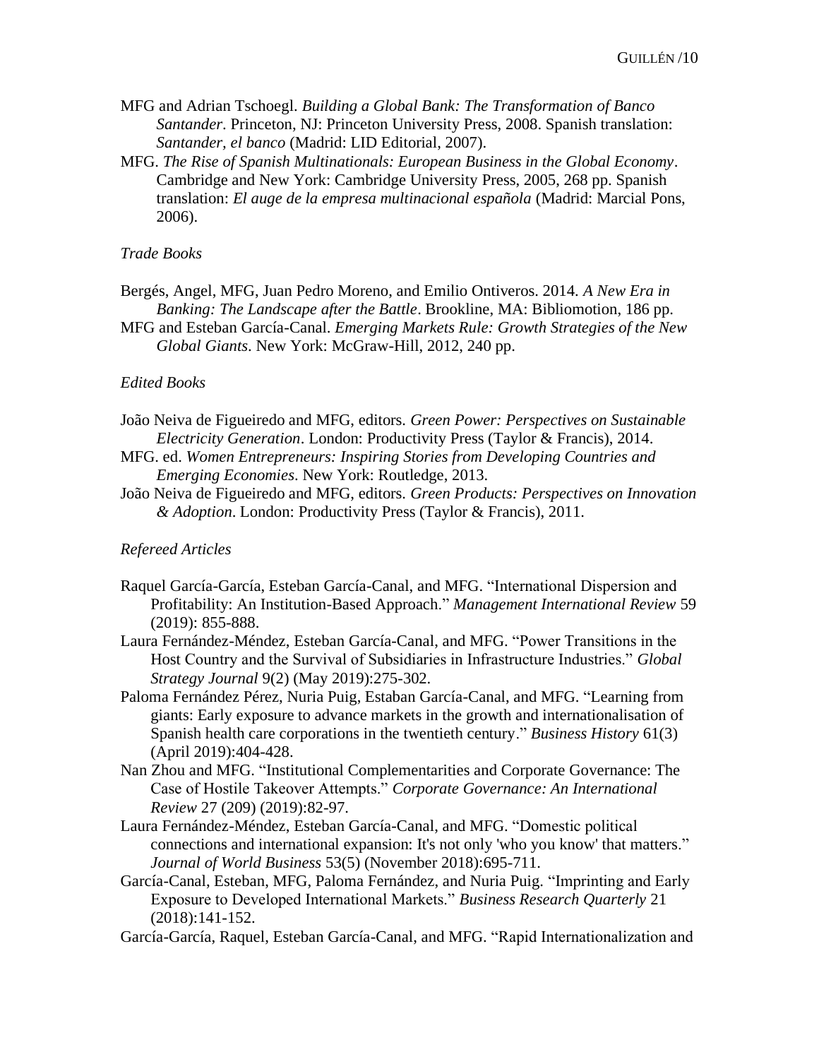MFG and Adrian Tschoegl. *Building a Global Bank: The Transformation of Banco Santander*. Princeton, NJ: Princeton University Press, 2008. Spanish translation: *Santander, el banco* (Madrid: LID Editorial, 2007).

MFG. *The Rise of Spanish Multinationals: European Business in the Global Economy*. Cambridge and New York: Cambridge University Press, 2005, 268 pp. Spanish translation: *El auge de la empresa multinacional española* (Madrid: Marcial Pons, 2006).

*Trade Books*

Bergés, Angel, MFG, Juan Pedro Moreno, and Emilio Ontiveros. 2014. *A New Era in Banking: The Landscape after the Battle*. Brookline, MA: Bibliomotion, 186 pp.

MFG and Esteban García-Canal. *Emerging Markets Rule: Growth Strategies of the New Global Giants*. New York: McGraw-Hill, 2012, 240 pp.

*Edited Books*

João Neiva de Figueiredo and MFG, editors. *Green Power: Perspectives on Sustainable Electricity Generation*. London: Productivity Press (Taylor & Francis), 2014.

MFG. ed. *Women Entrepreneurs: Inspiring Stories from Developing Countries and Emerging Economies*. New York: Routledge, 2013.

João Neiva de Figueiredo and MFG, editors. *Green Products: Perspectives on Innovation & Adoption*. London: Productivity Press (Taylor & Francis), 2011.

*Refereed Articles*

Raquel García-García, Esteban García-Canal, and MFG. "International Dispersion and Profitability: An Institution-Based Approach." *Management International Review* 59 (2019): 855-888.

Laura Fernández-Méndez, Esteban García-Canal, and MFG. "Power Transitions in the Host Country and the Survival of Subsidiaries in Infrastructure Industries." *Global Strategy Journal* 9(2) (May 2019):275-302.

Paloma Fernández Pérez, Nuria Puig, Estaban García-Canal, and MFG. "Learning from giants: Early exposure to advance markets in the growth and internationalisation of Spanish health care corporations in the twentieth century." *Business History* 61(3) (April 2019):404-428.

Nan Zhou and MFG. "Institutional Complementarities and Corporate Governance: The Case of Hostile Takeover Attempts." *Corporate Governance: An International Review* 27 (209) (2019):82-97.

Laura Fernández-Méndez, Esteban García-Canal, and MFG. "Domestic political connections and international expansion: It's not only 'who you know' that matters." *Journal of World Business* 53(5) (November 2018):695-711.

García-Canal, Esteban, MFG, Paloma Fernández, and Nuria Puig. "Imprinting and Early Exposure to Developed International Markets." *Business Research Quarterly* 21 (2018):141-152.

García-García, Raquel, Esteban García-Canal, and MFG. "Rapid Internationalization and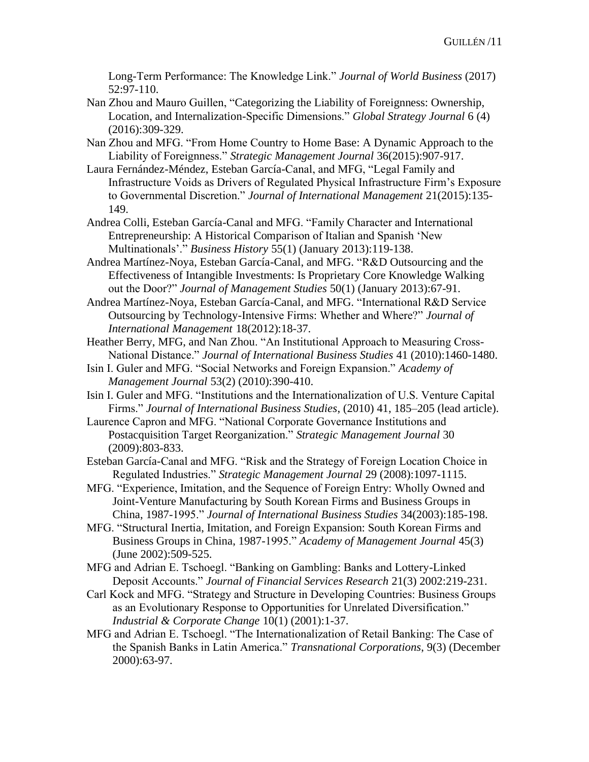Long-Term Performance: The Knowledge Link." *Journal of World Business* (2017) 52:97-110.

Nan Zhou and Mauro Guillen, "Categorizing the Liability of Foreignness: Ownership, Location, and Internalization-Specific Dimensions." *Global Strategy Journal* 6 (4) (2016):309-329.

Nan Zhou and MFG. "From Home Country to Home Base: A Dynamic Approach to the Liability of Foreignness." *Strategic Management Journal* 36(2015):907-917.

Laura Fernández-Méndez, Esteban García-Canal, and MFG, "Legal Family and Infrastructure Voids as Drivers of Regulated Physical Infrastructure Firm's Exposure to Governmental Discretion." *Journal of International Management* 21(2015):135-149.

Andrea Colli, Esteban García-Canal and MFG. "Family Character and International Entrepreneurship: A Historical Comparison of Italian and Spanish 'New Multinationals'." *Business History* 55(1) (January 2013):119-138.

Andrea Martínez-Noya, Esteban García-Canal, and MFG. "R&D Outsourcing and the Effectiveness of Intangible Investments: Is Proprietary Core Knowledge Walking out the Door?" *Journal of Management Studies* 50(1) (January 2013):67-91.

Andrea Martínez-Noya, Esteban García-Canal, and MFG. "International R&D Service Outsourcing by Technology-Intensive Firms: Whether and Where?" *Journal of International Management* 18(2012):18-37.

Heather Berry, MFG, and Nan Zhou. "An Institutional Approach to Measuring Cross-National Distance." *Journal of International Business Studies* 41 (2010):1460-1480.

Isin I. Guler and MFG. "Social Networks and Foreign Expansion." *Academy of Management Journal* 53(2) (2010):390-410.

Isin I. Guler and MFG. "Institutions and the Internationalization of U.S. Venture Capital Firms." *Journal of International Business Studies*, (2010) 41, 185–205 (lead article).

Laurence Capron and MFG. "National Corporate Governance Institutions and Postacquisition Target Reorganization." *Strategic Management Journal* 30 (2009):803-833.

Esteban García-Canal and MFG. "Risk and the Strategy of Foreign Location Choice in Regulated Industries." *Strategic Management Journal* 29 (2008):1097-1115.

MFG. "Experience, Imitation, and the Sequence of Foreign Entry: Wholly Owned and Joint-Venture Manufacturing by South Korean Firms and Business Groups in China, 1987-1995." *Journal of International Business Studies* 34(2003):185-198.

MFG. "Structural Inertia, Imitation, and Foreign Expansion: South Korean Firms and Business Groups in China, 1987-1995." *Academy of Management Journal* 45(3) (June 2002):509-525.

MFG and Adrian E. Tschoegl. "Banking on Gambling: Banks and Lottery-Linked Deposit Accounts." *Journal of Financial Services Research* 21(3) 2002:219-231.

Carl Kock and MFG. "Strategy and Structure in Developing Countries: Business Groups as an Evolutionary Response to Opportunities for Unrelated Diversification." *Industrial & Corporate Change* 10(1) (2001):1-37.

MFG and Adrian E. Tschoegl. "The Internationalization of Retail Banking: The Case of the Spanish Banks in Latin America." *Transnational Corporations*, 9(3) (December 2000):63-97.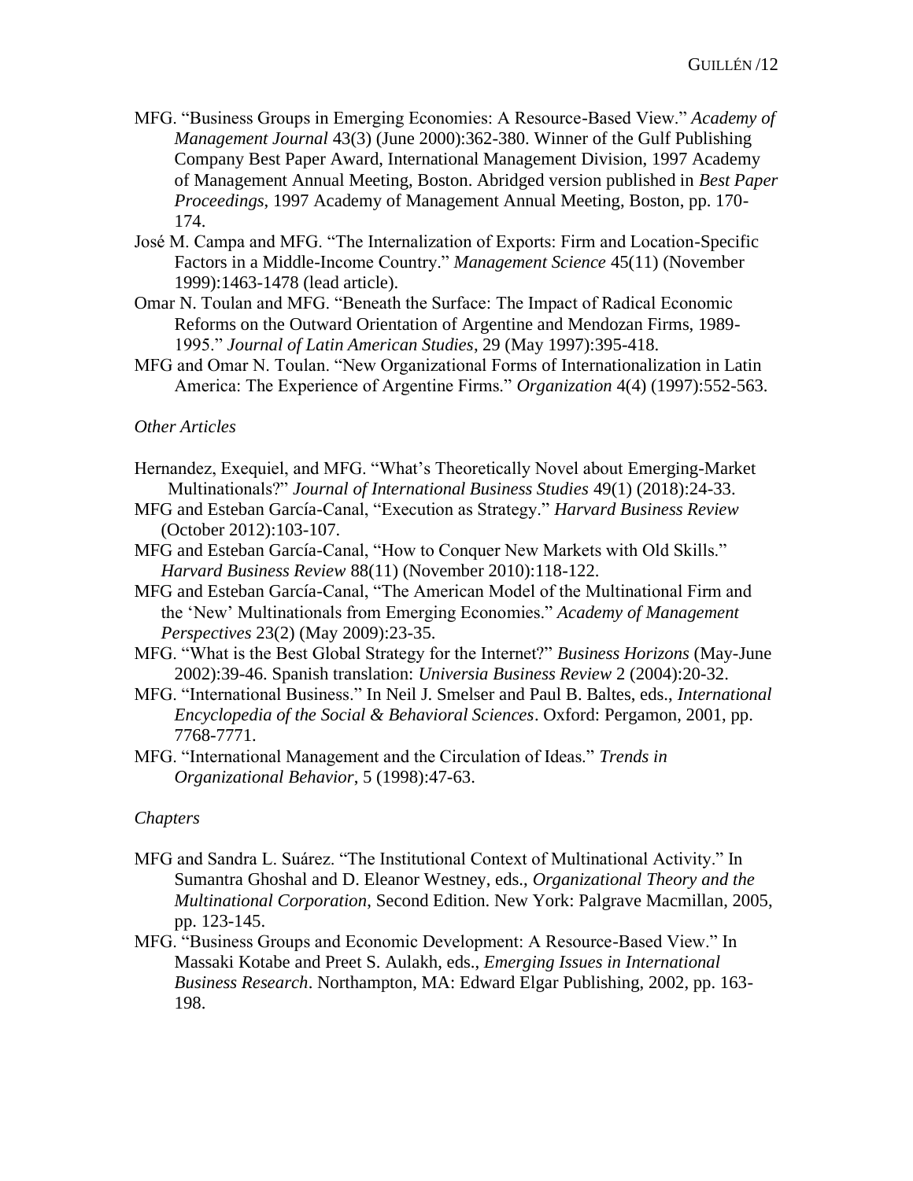MFG. "Business Groups in Emerging Economies: A Resource-Based View." *Academy of Management Journal* 43(3) (June 2000):362-380. Winner of the Gulf Publishing Company Best Paper Award, International Management Division, 1997 Academy of Management Annual Meeting, Boston. Abridged version published in *Best Paper Proceedings*, 1997 Academy of Management Annual Meeting, Boston, pp. 170-174.

José M. Campa and MFG. "The Internalization of Exports: Firm and Location-Specific Factors in a Middle-Income Country." *Management Science* 45(11) (November 1999):1463-1478 (lead article).

Omar N. Toulan and MFG. "Beneath the Surface: The Impact of Radical Economic Reforms on the Outward Orientation of Argentine and Mendozan Firms, 1989-1995." *Journal of Latin American Studies*, 29 (May 1997):395-418.

MFG and Omar N. Toulan. "New Organizational Forms of Internationalization in Latin America: The Experience of Argentine Firms." *Organization* 4(4) (1997):552-563.

*Other Articles*

Hernandez, Exequiel, and MFG. "What's Theoretically Novel about Emerging-Market Multinationals?" *Journal of International Business Studies* 49(1) (2018):24-33.

MFG and Esteban García-Canal, "Execution as Strategy." *Harvard Business Review* (October 2012):103-107.

MFG and Esteban García-Canal, "How to Conquer New Markets with Old Skills." *Harvard Business Review* 88(11) (November 2010):118-122.

MFG and Esteban García-Canal, "The American Model of the Multinational Firm and the 'New' Multinationals from Emerging Economies." *Academy of Management Perspectives* 23(2) (May 2009):23-35.

MFG. "What is the Best Global Strategy for the Internet?" *Business Horizons* (May-June 2002):39-46. Spanish translation: *Universia Business Review* 2 (2004):20-32.

MFG. "International Business." In Neil J. Smelser and Paul B. Baltes, eds., *International Encyclopedia of the Social & Behavioral Sciences*. Oxford: Pergamon, 2001, pp. 7768-7771.

MFG. "International Management and the Circulation of Ideas." *Trends in Organizational Behavior*, 5 (1998):47-63.

*Chapters*

MFG and Sandra L. Suárez. "The Institutional Context of Multinational Activity." In Sumantra Ghoshal and D. Eleanor Westney, eds., *Organizational Theory and the Multinational Corporation*, Second Edition. New York: Palgrave Macmillan, 2005, pp. 123-145.

MFG. "Business Groups and Economic Development: A Resource-Based View." In Massaki Kotabe and Preet S. Aulakh, eds., *Emerging Issues in International Business Research*. Northampton, MA: Edward Elgar Publishing, 2002, pp. 163-198.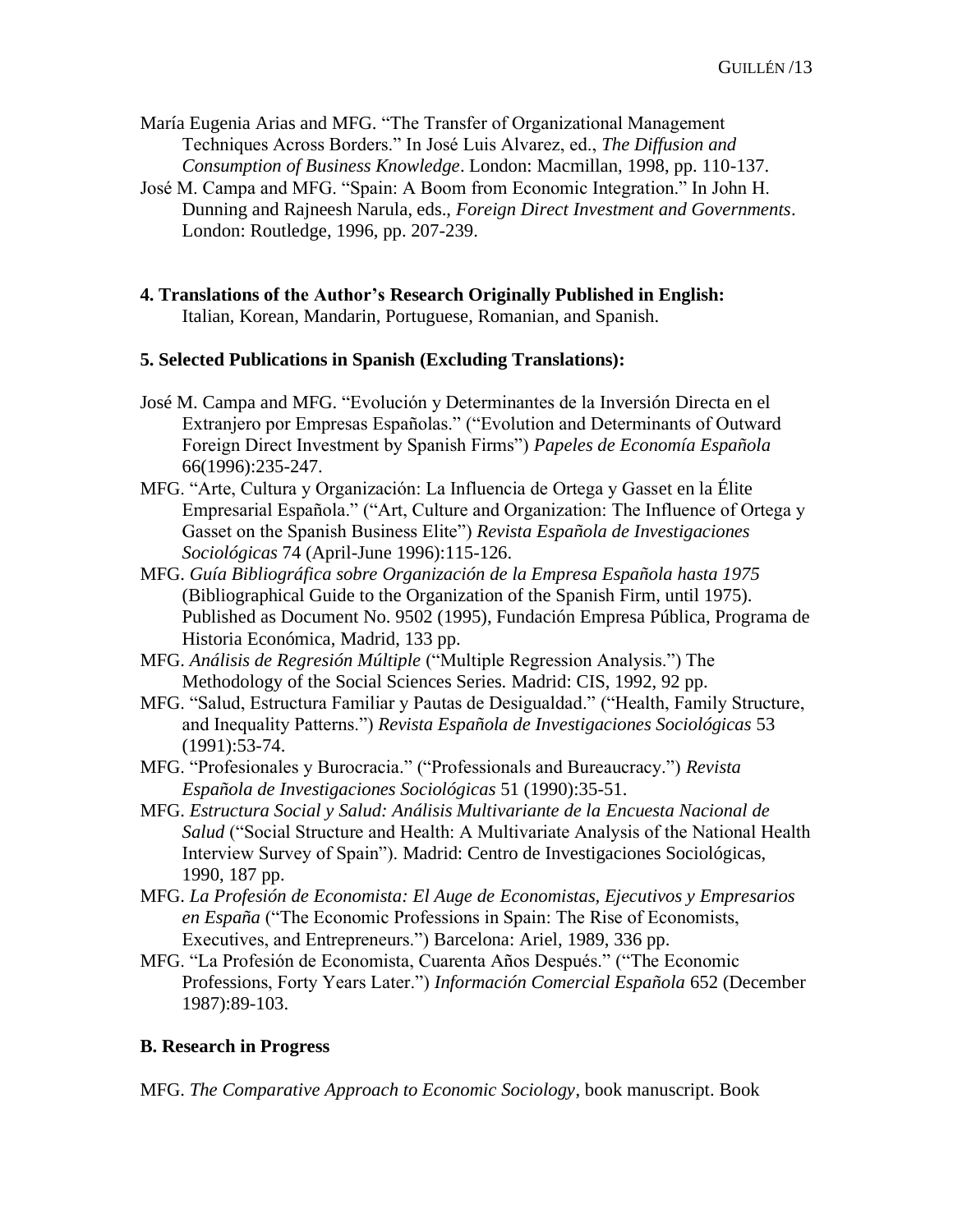María Eugenia Arias and MFG. "The Transfer of Organizational Management Techniques Across Borders." In José Luis Alvarez, ed., *The Diffusion and Consumption of Business Knowledge*. London: Macmillan, 1998, pp. 110-137.

José M. Campa and MFG. "Spain: A Boom from Economic Integration." In John H. Dunning and Rajneesh Narula, eds., *Foreign Direct Investment and Governments*. London: Routledge, 1996, pp. 207-239.

**4. Translations of the Author's Research Originally Published in English:**
Italian, Korean, Mandarin, Portuguese, Romanian, and Spanish.

**5. Selected Publications in Spanish (Excluding Translations):**

José M. Campa and MFG. "Evolución y Determinantes de la Inversión Directa en el Extranjero por Empresas Españolas." ("Evolution and Determinants of Outward Foreign Direct Investment by Spanish Firms") *Papeles de Economía Española* 66(1996):235-247.

MFG. "Arte, Cultura y Organización: La Influencia de Ortega y Gasset en la Élite Empresarial Española." ("Art, Culture and Organization: The Influence of Ortega y Gasset on the Spanish Business Elite") *Revista Española de Investigaciones Sociológicas* 74 (April-June 1996):115-126.

MFG. *Guía Bibliográfica sobre Organización de la Empresa Española hasta 1975* (Bibliographical Guide to the Organization of the Spanish Firm, until 1975). Published as Document No. 9502 (1995), Fundación Empresa Pública, Programa de Historia Económica, Madrid, 133 pp.

MFG. *Análisis de Regresión Múltiple* ("Multiple Regression Analysis.") The Methodology of the Social Sciences Series. Madrid: CIS, 1992, 92 pp.

MFG. "Salud, Estructura Familiar y Pautas de Desigualdad." ("Health, Family Structure, and Inequality Patterns.") *Revista Española de Investigaciones Sociológicas* 53 (1991):53-74.

MFG. "Profesionales y Burocracia." ("Professionals and Bureaucracy.") *Revista Española de Investigaciones Sociológicas* 51 (1990):35-51.

MFG. *Estructura Social y Salud: Análisis Multivariante de la Encuesta Nacional de Salud* ("Social Structure and Health: A Multivariate Analysis of the National Health Interview Survey of Spain"). Madrid: Centro de Investigaciones Sociológicas, 1990, 187 pp.

MFG. *La Profesión de Economista: El Auge de Economistas, Ejecutivos y Empresarios en España* ("The Economic Professions in Spain: The Rise of Economists, Executives, and Entrepreneurs.") Barcelona: Ariel, 1989, 336 pp.

MFG. "La Profesión de Economista, Cuarenta Años Después." ("The Economic Professions, Forty Years Later.") *Información Comercial Española* 652 (December 1987):89-103.

**B. Research in Progress**

MFG. *The Comparative Approach to Economic Sociology*, book manuscript. Book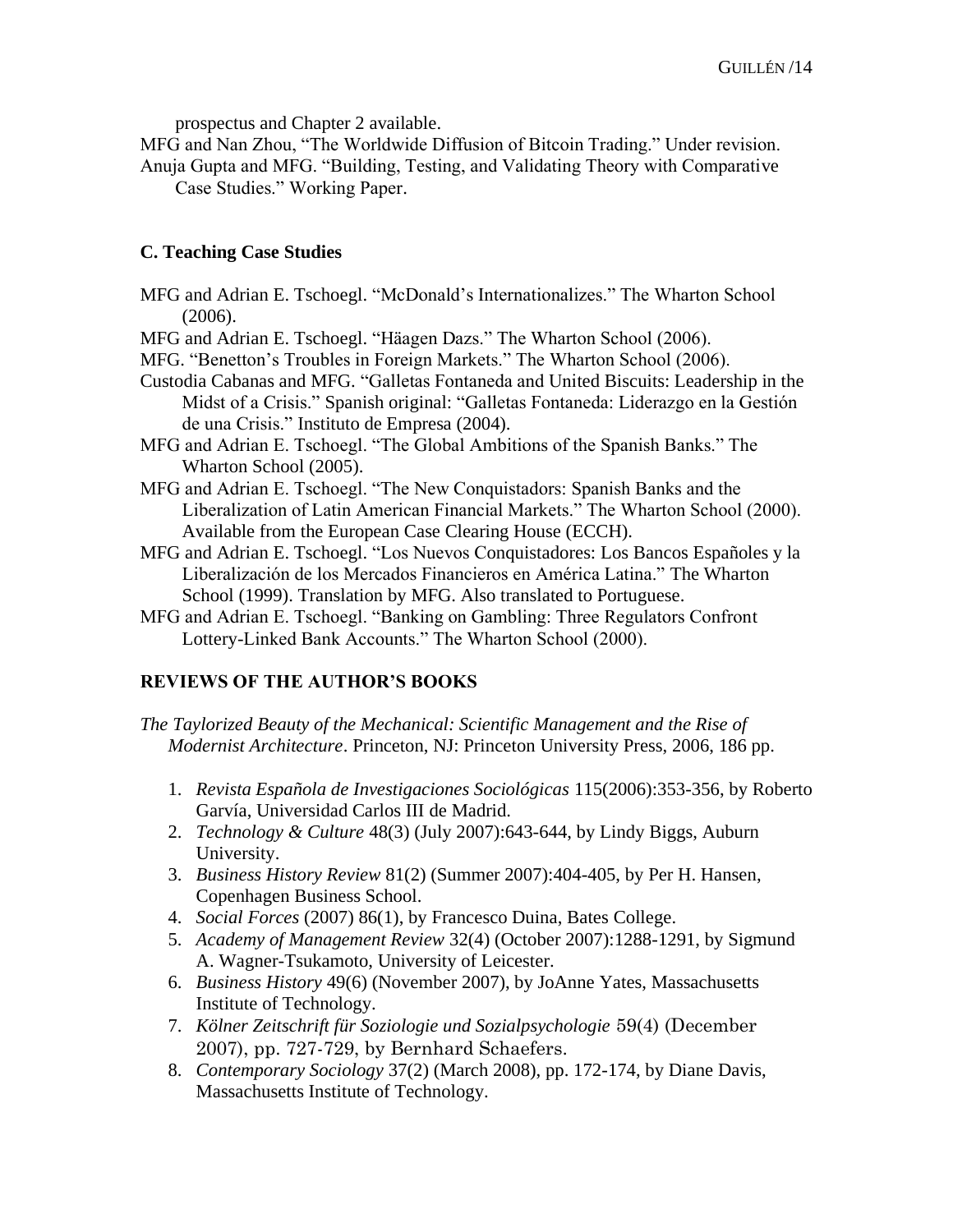prospectus and Chapter 2 available.

MFG and Nan Zhou, "The Worldwide Diffusion of Bitcoin Trading." Under revision.

Anuja Gupta and MFG. "Building, Testing, and Validating Theory with Comparative Case Studies." Working Paper.

### C. Teaching Case Studies

MFG and Adrian E. Tschoegl. "McDonald's Internationalizes." The Wharton School (2006).

MFG and Adrian E. Tschoegl. "Häagen Dazs." The Wharton School (2006).

MFG. "Benetton's Troubles in Foreign Markets." The Wharton School (2006).

Custodia Cabanas and MFG. "Galletas Fontaneda and United Biscuits: Leadership in the Midst of a Crisis." Spanish original: "Galletas Fontaneda: Liderazgo en la Gestión de una Crisis." Instituto de Empresa (2004).

MFG and Adrian E. Tschoegl. "The Global Ambitions of the Spanish Banks." The Wharton School (2005).

MFG and Adrian E. Tschoegl. "The New Conquistadors: Spanish Banks and the Liberalization of Latin American Financial Markets." The Wharton School (2000). Available from the European Case Clearing House (ECCH).

MFG and Adrian E. Tschoegl. "Los Nuevos Conquistadores: Los Bancos Españoles y la Liberalización de los Mercados Financieros en América Latina." The Wharton School (1999). Translation by MFG. Also translated to Portuguese.

MFG and Adrian E. Tschoegl. "Banking on Gambling: Three Regulators Confront Lottery-Linked Bank Accounts." The Wharton School (2000).

## REVIEWS OF THE AUTHOR'S BOOKS

*The Taylorized Beauty of the Mechanical: Scientific Management and the Rise of Modernist Architecture*. Princeton, NJ: Princeton University Press, 2006, 186 pp.

1. *Revista Española de Investigaciones Sociológicas* 115(2006):353-356, by Roberto Garvía, Universidad Carlos III de Madrid.
2. *Technology & Culture* 48(3) (July 2007):643-644, by Lindy Biggs, Auburn University.
3. *Business History Review* 81(2) (Summer 2007):404-405, by Per H. Hansen, Copenhagen Business School.
4. *Social Forces* (2007) 86(1), by Francesco Duina, Bates College.
5. *Academy of Management Review* 32(4) (October 2007):1288-1291, by Sigmund A. Wagner-Tsukamoto, University of Leicester.
6. *Business History* 49(6) (November 2007), by JoAnne Yates, Massachusetts Institute of Technology.
7. *Kölner Zeitschrift für Soziologie und Sozialpsychologie* 59(4) (December 2007), pp. 727-729, by Bernhard Schaefers.
8. *Contemporary Sociology* 37(2) (March 2008), pp. 172-174, by Diane Davis, Massachusetts Institute of Technology.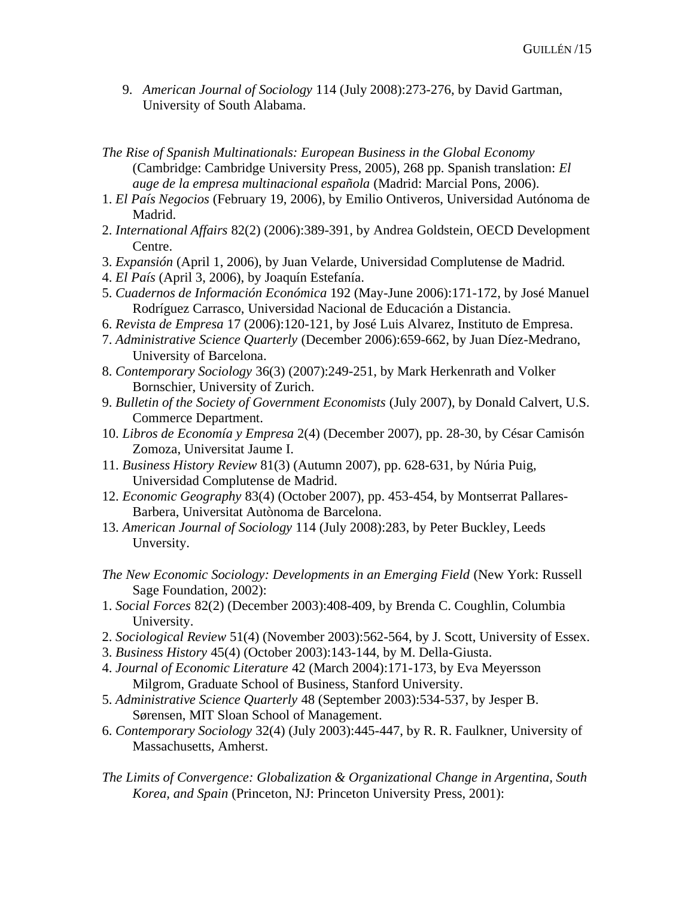9. *American Journal of Sociology* 114 (July 2008):273-276, by David Gartman, University of South Alabama.

*The Rise of Spanish Multinationals: European Business in the Global Economy* (Cambridge: Cambridge University Press, 2005), 268 pp. Spanish translation: *El auge de la empresa multinacional española* (Madrid: Marcial Pons, 2006).

1. *El País Negocios* (February 19, 2006), by Emilio Ontiveros, Universidad Autónoma de Madrid.
2. *International Affairs* 82(2) (2006):389-391, by Andrea Goldstein, OECD Development Centre.
3. *Expansión* (April 1, 2006), by Juan Velarde, Universidad Complutense de Madrid.
4. *El País* (April 3, 2006), by Joaquín Estefanía.
5. *Cuadernos de Información Económica* 192 (May-June 2006):171-172, by José Manuel Rodríguez Carrasco, Universidad Nacional de Educación a Distancia.
6. *Revista de Empresa* 17 (2006):120-121, by José Luis Alvarez, Instituto de Empresa.
7. *Administrative Science Quarterly* (December 2006):659-662, by Juan Díez-Medrano, University of Barcelona.
8. *Contemporary Sociology* 36(3) (2007):249-251, by Mark Herkenrath and Volker Bornschier, University of Zurich.
9. *Bulletin of the Society of Government Economists* (July 2007), by Donald Calvert, U.S. Commerce Department.
10. *Libros de Economía y Empresa* 2(4) (December 2007), pp. 28-30, by César Camisón Zomoza, Universitat Jaume I.
11. *Business History Review* 81(3) (Autumn 2007), pp. 628-631, by Núria Puig, Universidad Complutense de Madrid.
12. *Economic Geography* 83(4) (October 2007), pp. 453-454, by Montserrat Pallares-Barbera, Universitat Autònoma de Barcelona.
13. *American Journal of Sociology* 114 (July 2008):283, by Peter Buckley, Leeds Unversity.

*The New Economic Sociology: Developments in an Emerging Field* (New York: Russell Sage Foundation, 2002):

1. *Social Forces* 82(2) (December 2003):408-409, by Brenda C. Coughlin, Columbia University.
2. *Sociological Review* 51(4) (November 2003):562-564, by J. Scott, University of Essex.
3. *Business History* 45(4) (October 2003):143-144, by M. Della-Giusta.
4. *Journal of Economic Literature* 42 (March 2004):171-173, by Eva Meyersson Milgrom, Graduate School of Business, Stanford University.
5. *Administrative Science Quarterly* 48 (September 2003):534-537, by Jesper B. Sørensen, MIT Sloan School of Management.
6. *Contemporary Sociology* 32(4) (July 2003):445-447, by R. R. Faulkner, University of Massachusetts, Amherst.

*The Limits of Convergence: Globalization & Organizational Change in Argentina, South Korea, and Spain* (Princeton, NJ: Princeton University Press, 2001):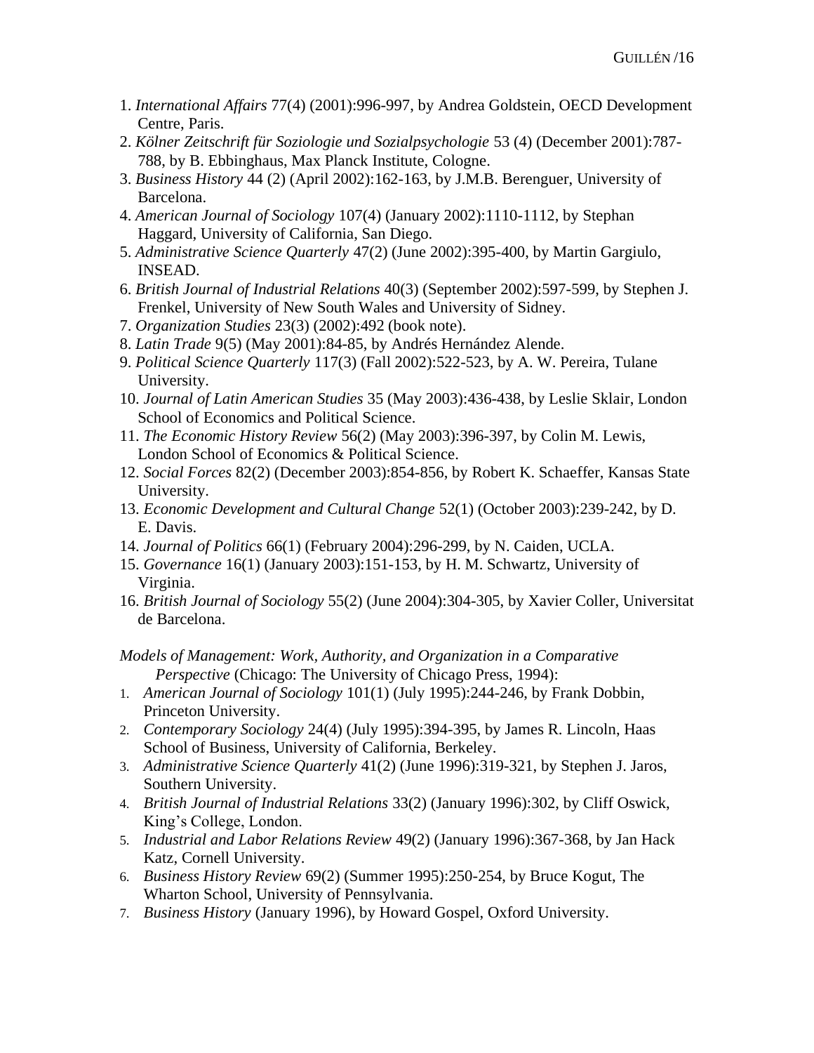1. *International Affairs* 77(4) (2001):996-997, by Andrea Goldstein, OECD Development Centre, Paris.
2. *Kölner Zeitschrift für Soziologie und Sozialpsychologie* 53 (4) (December 2001):787-788, by B. Ebbinghaus, Max Planck Institute, Cologne.
3. *Business History* 44 (2) (April 2002):162-163, by J.M.B. Berenguer, University of Barcelona.
4. *American Journal of Sociology* 107(4) (January 2002):1110-1112, by Stephan Haggard, University of California, San Diego.
5. *Administrative Science Quarterly* 47(2) (June 2002):395-400, by Martin Gargiulo, INSEAD.
6. *British Journal of Industrial Relations* 40(3) (September 2002):597-599, by Stephen J. Frenkel, University of New South Wales and University of Sidney.
7. *Organization Studies* 23(3) (2002):492 (book note).
8. *Latin Trade* 9(5) (May 2001):84-85, by Andrés Hernández Alende.
9. *Political Science Quarterly* 117(3) (Fall 2002):522-523, by A. W. Pereira, Tulane University.
10. *Journal of Latin American Studies* 35 (May 2003):436-438, by Leslie Sklair, London School of Economics and Political Science.
11. *The Economic History Review* 56(2) (May 2003):396-397, by Colin M. Lewis, London School of Economics & Political Science.
12. *Social Forces* 82(2) (December 2003):854-856, by Robert K. Schaeffer, Kansas State University.
13. *Economic Development and Cultural Change* 52(1) (October 2003):239-242, by D. E. Davis.
14. *Journal of Politics* 66(1) (February 2004):296-299, by N. Caiden, UCLA.
15. *Governance* 16(1) (January 2003):151-153, by H. M. Schwartz, University of Virginia.
16. *British Journal of Sociology* 55(2) (June 2004):304-305, by Xavier Coller, Universitat de Barcelona.

*Models of Management: Work, Authority, and Organization in a Comparative Perspective* (Chicago: The University of Chicago Press, 1994):

1. *American Journal of Sociology* 101(1) (July 1995):244-246, by Frank Dobbin, Princeton University.
2. *Contemporary Sociology* 24(4) (July 1995):394-395, by James R. Lincoln, Haas School of Business, University of California, Berkeley.
3. *Administrative Science Quarterly* 41(2) (June 1996):319-321, by Stephen J. Jaros, Southern University.
4. *British Journal of Industrial Relations* 33(2) (January 1996):302, by Cliff Oswick, King's College, London.
5. *Industrial and Labor Relations Review* 49(2) (January 1996):367-368, by Jan Hack Katz, Cornell University.
6. *Business History Review* 69(2) (Summer 1995):250-254, by Bruce Kogut, The Wharton School, University of Pennsylvania.
7. *Business History* (January 1996), by Howard Gospel, Oxford University.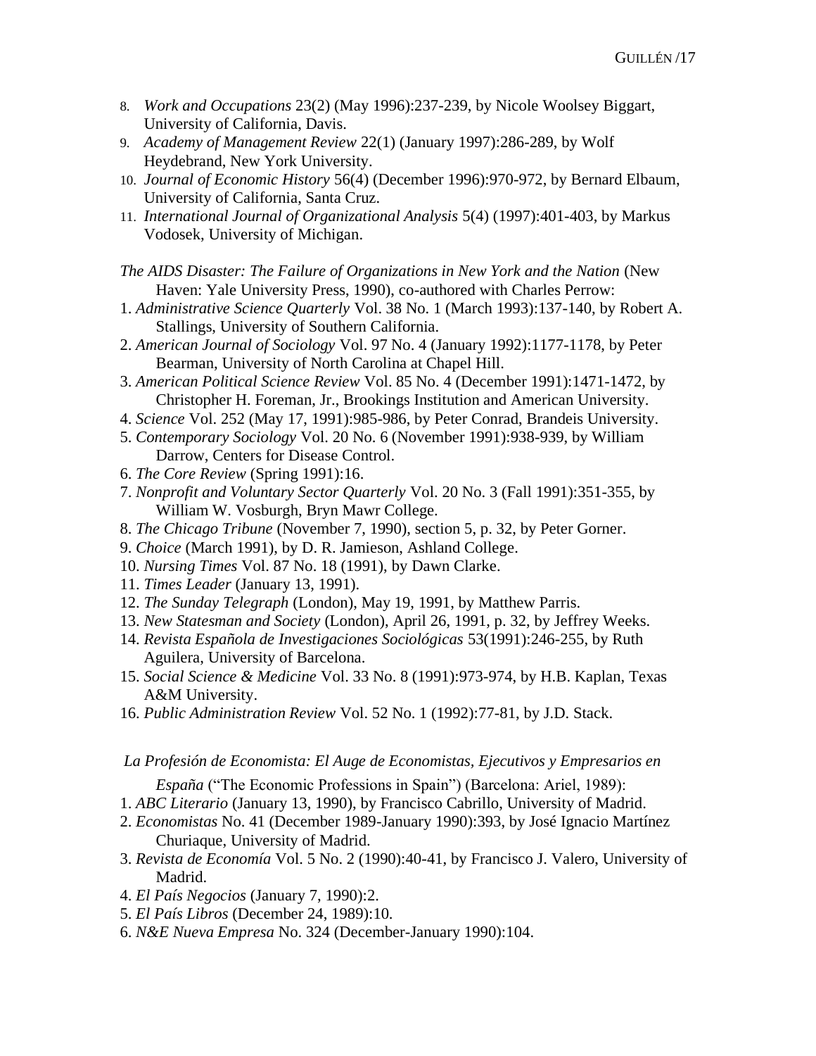8. *Work and Occupations* 23(2) (May 1996):237-239, by Nicole Woolsey Biggart, University of California, Davis.
9. *Academy of Management Review* 22(1) (January 1997):286-289, by Wolf Heydebrand, New York University.
10. *Journal of Economic History* 56(4) (December 1996):970-972, by Bernard Elbaum, University of California, Santa Cruz.
11. *International Journal of Organizational Analysis* 5(4) (1997):401-403, by Markus Vodosek, University of Michigan.

*The AIDS Disaster: The Failure of Organizations in New York and the Nation* (New Haven: Yale University Press, 1990), co-authored with Charles Perrow:

1. *Administrative Science Quarterly* Vol. 38 No. 1 (March 1993):137-140, by Robert A. Stallings, University of Southern California.
2. *American Journal of Sociology* Vol. 97 No. 4 (January 1992):1177-1178, by Peter Bearman, University of North Carolina at Chapel Hill.
3. *American Political Science Review* Vol. 85 No. 4 (December 1991):1471-1472, by Christopher H. Foreman, Jr., Brookings Institution and American University.
4. *Science* Vol. 252 (May 17, 1991):985-986, by Peter Conrad, Brandeis University.
5. *Contemporary Sociology* Vol. 20 No. 6 (November 1991):938-939, by William Darrow, Centers for Disease Control.
6. *The Core Review* (Spring 1991):16.
7. *Nonprofit and Voluntary Sector Quarterly* Vol. 20 No. 3 (Fall 1991):351-355, by William W. Vosburgh, Bryn Mawr College.
8. *The Chicago Tribune* (November 7, 1990), section 5, p. 32, by Peter Gorner.
9. *Choice* (March 1991), by D. R. Jamieson, Ashland College.
10. *Nursing Times* Vol. 87 No. 18 (1991), by Dawn Clarke.
11. *Times Leader* (January 13, 1991).
12. *The Sunday Telegraph* (London), May 19, 1991, by Matthew Parris.
13. *New Statesman and Society* (London), April 26, 1991, p. 32, by Jeffrey Weeks.
14. *Revista Española de Investigaciones Sociológicas* 53(1991):246-255, by Ruth Aguilera, University of Barcelona.
15. *Social Science & Medicine* Vol. 33 No. 8 (1991):973-974, by H.B. Kaplan, Texas A&M University.
16. *Public Administration Review* Vol. 52 No. 1 (1992):77-81, by J.D. Stack.

*La Profesión de Economista: El Auge de Economistas, Ejecutivos y Empresarios en España* ("The Economic Professions in Spain") (Barcelona: Ariel, 1989):

1. *ABC Literario* (January 13, 1990), by Francisco Cabrillo, University of Madrid.
2. *Economistas* No. 41 (December 1989-January 1990):393, by José Ignacio Martínez Churiaque, University of Madrid.
3. *Revista de Economía* Vol. 5 No. 2 (1990):40-41, by Francisco J. Valero, University of Madrid.
4. *El País Negocios* (January 7, 1990):2.
5. *El País Libros* (December 24, 1989):10.
6. *N&E Nueva Empresa* No. 324 (December-January 1990):104.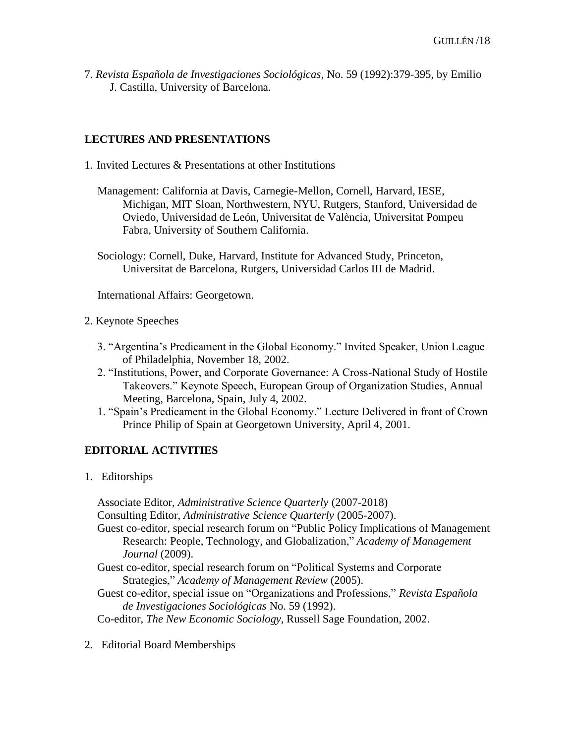7. *Revista Española de Investigaciones Sociológicas*, No. 59 (1992):379-395, by Emilio J. Castilla, University of Barcelona.

## LECTURES AND PRESENTATIONS

1. Invited Lectures & Presentations at other Institutions

   Management: California at Davis, Carnegie-Mellon, Cornell, Harvard, IESE, Michigan, MIT Sloan, Northwestern, NYU, Rutgers, Stanford, Universidad de Oviedo, Universidad de León, Universitat de València, Universitat Pompeu Fabra, University of Southern California.

   Sociology: Cornell, Duke, Harvard, Institute for Advanced Study, Princeton, Universitat de Barcelona, Rutgers, Universidad Carlos III de Madrid.

   International Affairs: Georgetown.

2. Keynote Speeches

   3. "Argentina's Predicament in the Global Economy." Invited Speaker, Union League of Philadelphia, November 18, 2002.
   2. "Institutions, Power, and Corporate Governance: A Cross-National Study of Hostile Takeovers." Keynote Speech, European Group of Organization Studies, Annual Meeting, Barcelona, Spain, July 4, 2002.
   1. "Spain's Predicament in the Global Economy." Lecture Delivered in front of Crown Prince Philip of Spain at Georgetown University, April 4, 2001.

## EDITORIAL ACTIVITIES

1. Editorships

   Associate Editor, *Administrative Science Quarterly* (2007-2018)
   Consulting Editor, *Administrative Science Quarterly* (2005-2007).
   Guest co-editor, special research forum on "Public Policy Implications of Management Research: People, Technology, and Globalization," *Academy of Management Journal* (2009).
   Guest co-editor, special research forum on "Political Systems and Corporate Strategies," *Academy of Management Review* (2005).
   Guest co-editor, special issue on "Organizations and Professions," *Revista Española de Investigaciones Sociológicas* No. 59 (1992).
   Co-editor, *The New Economic Sociology*, Russell Sage Foundation, 2002.

2. Editorial Board Memberships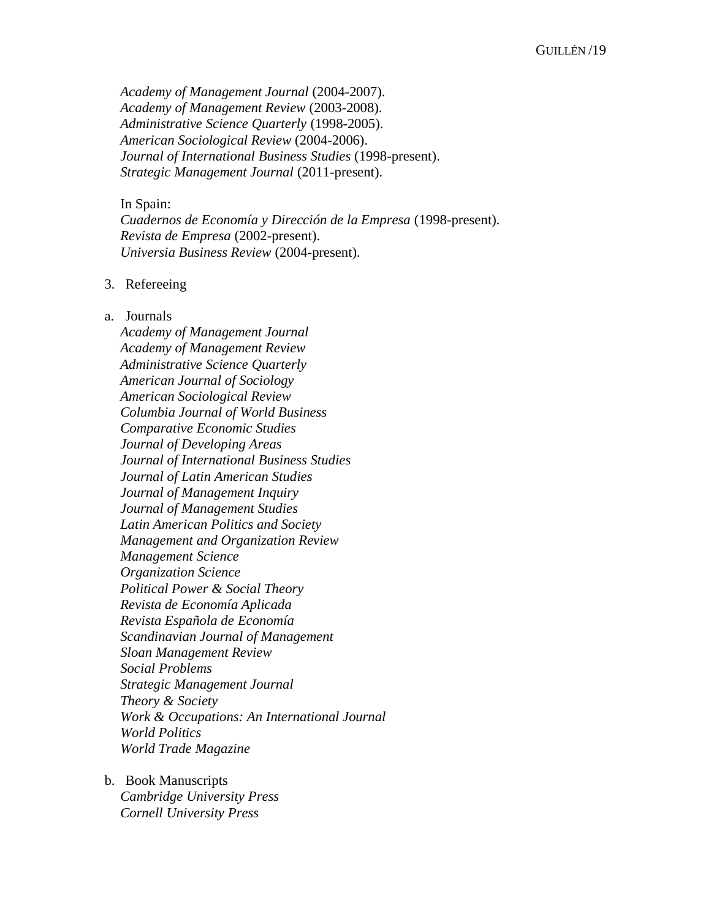*Academy of Management Journal* (2004-2007).
*Academy of Management Review* (2003-2008).
*Administrative Science Quarterly* (1998-2005).
*American Sociological Review* (2004-2006).
*Journal of International Business Studies* (1998-present).
*Strategic Management Journal* (2011-present).

In Spain:
*Cuadernos de Economía y Dirección de la Empresa* (1998-present).
*Revista de Empresa* (2002-present).
*Universia Business Review* (2004-present).

3. Refereeing

a. Journals

*Academy of Management Journal*
*Academy of Management Review*
*Administrative Science Quarterly*
*American Journal of Sociology*
*American Sociological Review*
*Columbia Journal of World Business*
*Comparative Economic Studies*
*Journal of Developing Areas*
*Journal of International Business Studies*
*Journal of Latin American Studies*
*Journal of Management Inquiry*
*Journal of Management Studies*
*Latin American Politics and Society*
*Management and Organization Review*
*Management Science*
*Organization Science*
*Political Power & Social Theory*
*Revista de Economía Aplicada*
*Revista Española de Economía*
*Scandinavian Journal of Management*
*Sloan Management Review*
*Social Problems*
*Strategic Management Journal*
*Theory & Society*
*Work & Occupations: An International Journal*
*World Politics*
*World Trade Magazine*

b. Book Manuscripts

*Cambridge University Press*
*Cornell University Press*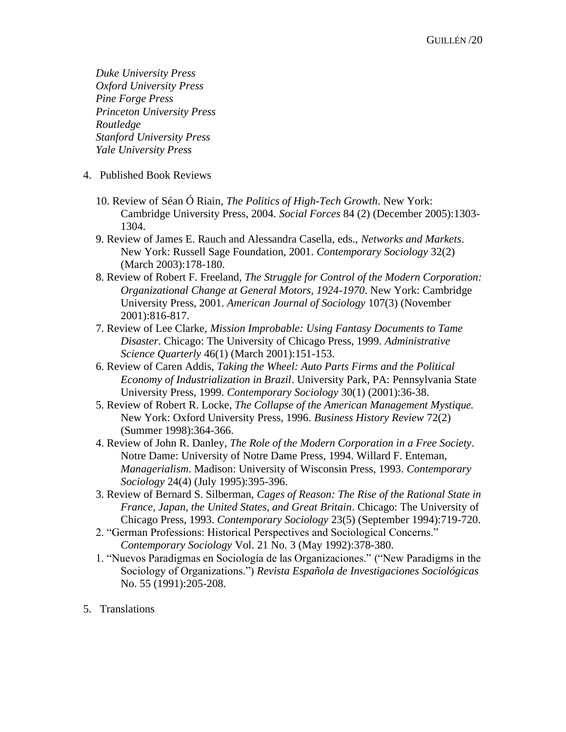*Duke University Press*
*Oxford University Press*
*Pine Forge Press*
*Princeton University Press*
*Routledge*
*Stanford University Press*
*Yale University Press*

4. Published Book Reviews

10. Review of Séan Ó Riain, *The Politics of High-Tech Growth*. New York: Cambridge University Press, 2004. *Social Forces* 84 (2) (December 2005):1303-1304.

9. Review of James E. Rauch and Alessandra Casella, eds., *Networks and Markets*. New York: Russell Sage Foundation, 2001. *Contemporary Sociology* 32(2) (March 2003):178-180.

8. Review of Robert F. Freeland, *The Struggle for Control of the Modern Corporation: Organizational Change at General Motors, 1924-1970*. New York: Cambridge University Press, 2001. *American Journal of Sociology* 107(3) (November 2001):816-817.

7. Review of Lee Clarke, *Mission Improbable: Using Fantasy Documents to Tame Disaster*. Chicago: The University of Chicago Press, 1999. *Administrative Science Quarterly* 46(1) (March 2001):151-153.

6. Review of Caren Addis, *Taking the Wheel: Auto Parts Firms and the Political Economy of Industrialization in Brazil*. University Park, PA: Pennsylvania State University Press, 1999. *Contemporary Sociology* 30(1) (2001):36-38.

5. Review of Robert R. Locke, *The Collapse of the American Management Mystique.* New York: Oxford University Press, 1996. *Business History Review* 72(2) (Summer 1998):364-366.

4. Review of John R. Danley, *The Role of the Modern Corporation in a Free Society*. Notre Dame: University of Notre Dame Press, 1994. Willard F. Enteman, *Managerialism*. Madison: University of Wisconsin Press, 1993. *Contemporary Sociology* 24(4) (July 1995):395-396.

3. Review of Bernard S. Silberman, *Cages of Reason: The Rise of the Rational State in France, Japan, the United States, and Great Britain*. Chicago: The University of Chicago Press, 1993. *Contemporary Sociology* 23(5) (September 1994):719-720.

2. "German Professions: Historical Perspectives and Sociological Concerns." *Contemporary Sociology* Vol. 21 No. 3 (May 1992):378-380.

1. "Nuevos Paradigmas en Sociología de las Organizaciones." ("New Paradigms in the Sociology of Organizations.") *Revista Española de Investigaciones Sociológicas* No. 55 (1991):205-208.

5. Translations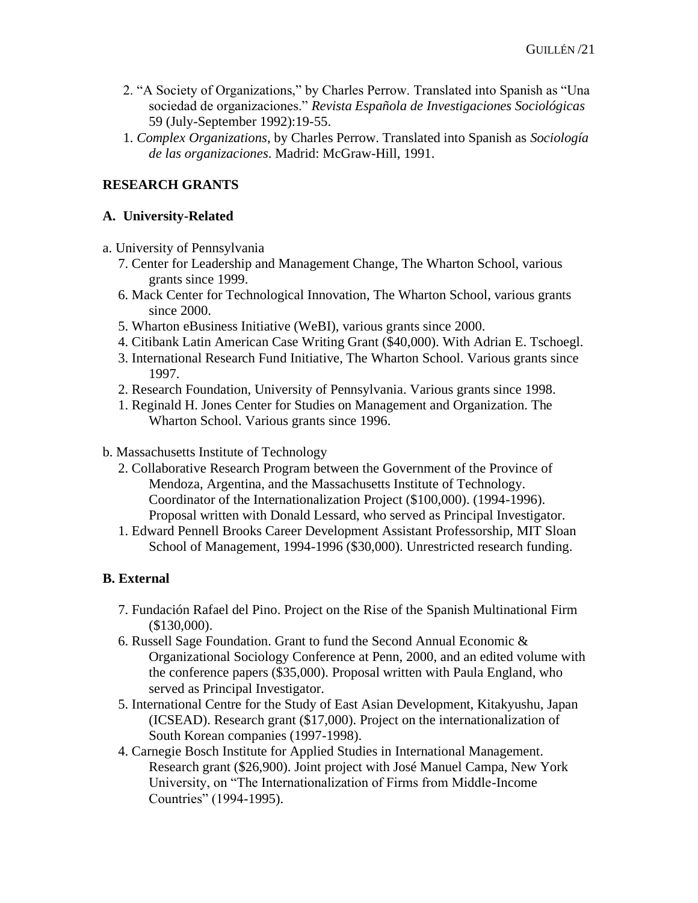2. "A Society of Organizations," by Charles Perrow. Translated into Spanish as "Una sociedad de organizaciones." *Revista Española de Investigaciones Sociológicas* 59 (July-September 1992):19-55.
1. *Complex Organizations*, by Charles Perrow. Translated into Spanish as *Sociología de las organizaciones*. Madrid: McGraw-Hill, 1991.

**RESEARCH GRANTS**

**A. University-Related**

a. University of Pennsylvania

7. Center for Leadership and Management Change, The Wharton School, various grants since 1999.
6. Mack Center for Technological Innovation, The Wharton School, various grants since 2000.
5. Wharton eBusiness Initiative (WeBI), various grants since 2000.
4. Citibank Latin American Case Writing Grant ($40,000). With Adrian E. Tschoegl.
3. International Research Fund Initiative, The Wharton School. Various grants since 1997.
2. Research Foundation, University of Pennsylvania. Various grants since 1998.
1. Reginald H. Jones Center for Studies on Management and Organization. The Wharton School. Various grants since 1996.

b. Massachusetts Institute of Technology

2. Collaborative Research Program between the Government of the Province of Mendoza, Argentina, and the Massachusetts Institute of Technology. Coordinator of the Internationalization Project ($100,000). (1994-1996). Proposal written with Donald Lessard, who served as Principal Investigator.
1. Edward Pennell Brooks Career Development Assistant Professorship, MIT Sloan School of Management, 1994-1996 ($30,000). Unrestricted research funding.

**B. External**

7. Fundación Rafael del Pino. Project on the Rise of the Spanish Multinational Firm ($130,000).
6. Russell Sage Foundation. Grant to fund the Second Annual Economic & Organizational Sociology Conference at Penn, 2000, and an edited volume with the conference papers ($35,000). Proposal written with Paula England, who served as Principal Investigator.
5. International Centre for the Study of East Asian Development, Kitakyushu, Japan (ICSEAD). Research grant ($17,000). Project on the internationalization of South Korean companies (1997-1998).
4. Carnegie Bosch Institute for Applied Studies in International Management. Research grant ($26,900). Joint project with José Manuel Campa, New York University, on "The Internationalization of Firms from Middle-Income Countries" (1994-1995).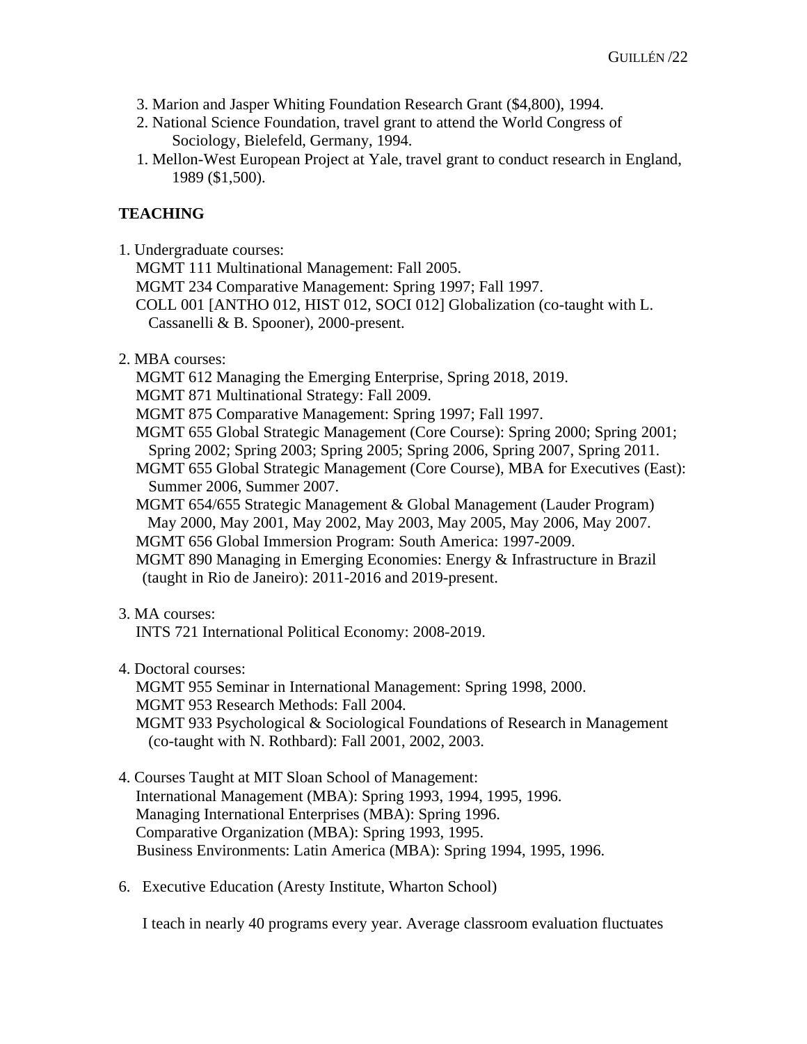3. Marion and Jasper Whiting Foundation Research Grant ($4,800), 1994.
2. National Science Foundation, travel grant to attend the World Congress of Sociology, Bielefeld, Germany, 1994.
1. Mellon-West European Project at Yale, travel grant to conduct research in England, 1989 ($1,500).

## TEACHING

1. Undergraduate courses:
   MGMT 111 Multinational Management: Fall 2005.
   MGMT 234 Comparative Management: Spring 1997; Fall 1997.
   COLL 001 [ANTHO 012, HIST 012, SOCI 012] Globalization (co-taught with L. Cassanelli & B. Spooner), 2000-present.

2. MBA courses:
   MGMT 612 Managing the Emerging Enterprise, Spring 2018, 2019.
   MGMT 871 Multinational Strategy: Fall 2009.
   MGMT 875 Comparative Management: Spring 1997; Fall 1997.
   MGMT 655 Global Strategic Management (Core Course): Spring 2000; Spring 2001; Spring 2002; Spring 2003; Spring 2005; Spring 2006, Spring 2007, Spring 2011.
   MGMT 655 Global Strategic Management (Core Course), MBA for Executives (East): Summer 2006, Summer 2007.
   MGMT 654/655 Strategic Management & Global Management (Lauder Program) May 2000, May 2001, May 2002, May 2003, May 2005, May 2006, May 2007.
   MGMT 656 Global Immersion Program: South America: 1997-2009.
   MGMT 890 Managing in Emerging Economies: Energy & Infrastructure in Brazil (taught in Rio de Janeiro): 2011-2016 and 2019-present.

3. MA courses:
   INTS 721 International Political Economy: 2008-2019.

4. Doctoral courses:
   MGMT 955 Seminar in International Management: Spring 1998, 2000.
   MGMT 953 Research Methods: Fall 2004.
   MGMT 933 Psychological & Sociological Foundations of Research in Management (co-taught with N. Rothbard): Fall 2001, 2002, 2003.

4. Courses Taught at MIT Sloan School of Management:
   International Management (MBA): Spring 1993, 1994, 1995, 1996.
   Managing International Enterprises (MBA): Spring 1996.
   Comparative Organization (MBA): Spring 1993, 1995.
   Business Environments: Latin America (MBA): Spring 1994, 1995, 1996.

6. Executive Education (Aresty Institute, Wharton School)

   I teach in nearly 40 programs every year. Average classroom evaluation fluctuates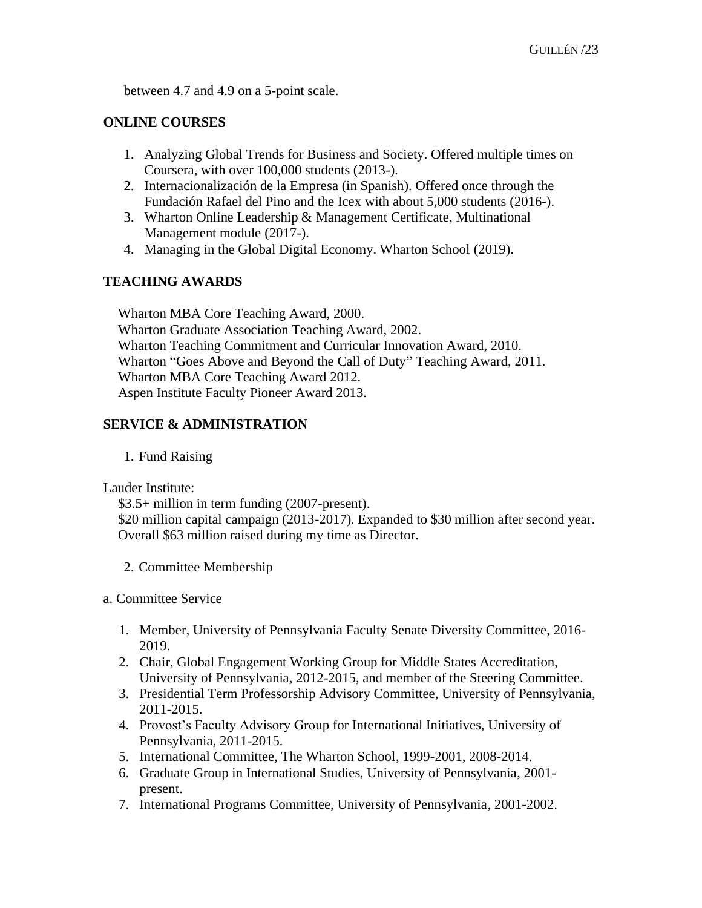between 4.7 and 4.9 on a 5-point scale.

**ONLINE COURSES**

1. Analyzing Global Trends for Business and Society. Offered multiple times on Coursera, with over 100,000 students (2013-).
2. Internacionalización de la Empresa (in Spanish). Offered once through the Fundación Rafael del Pino and the Icex with about 5,000 students (2016-).
3. Wharton Online Leadership & Management Certificate, Multinational Management module (2017-).
4. Managing in the Global Digital Economy. Wharton School (2019).

**TEACHING AWARDS**

Wharton MBA Core Teaching Award, 2000.
Wharton Graduate Association Teaching Award, 2002.
Wharton Teaching Commitment and Curricular Innovation Award, 2010.
Wharton "Goes Above and Beyond the Call of Duty" Teaching Award, 2011.
Wharton MBA Core Teaching Award 2012.
Aspen Institute Faculty Pioneer Award 2013.

**SERVICE & ADMINISTRATION**

1. Fund Raising

Lauder Institute:

$3.5+ million in term funding (2007-present).
$20 million capital campaign (2013-2017). Expanded to $30 million after second year.
Overall $63 million raised during my time as Director.

2. Committee Membership

a. Committee Service

1. Member, University of Pennsylvania Faculty Senate Diversity Committee, 2016-2019.
2. Chair, Global Engagement Working Group for Middle States Accreditation, University of Pennsylvania, 2012-2015, and member of the Steering Committee.
3. Presidential Term Professorship Advisory Committee, University of Pennsylvania, 2011-2015.
4. Provost's Faculty Advisory Group for International Initiatives, University of Pennsylvania, 2011-2015.
5. International Committee, The Wharton School, 1999-2001, 2008-2014.
6. Graduate Group in International Studies, University of Pennsylvania, 2001-present.
7. International Programs Committee, University of Pennsylvania, 2001-2002.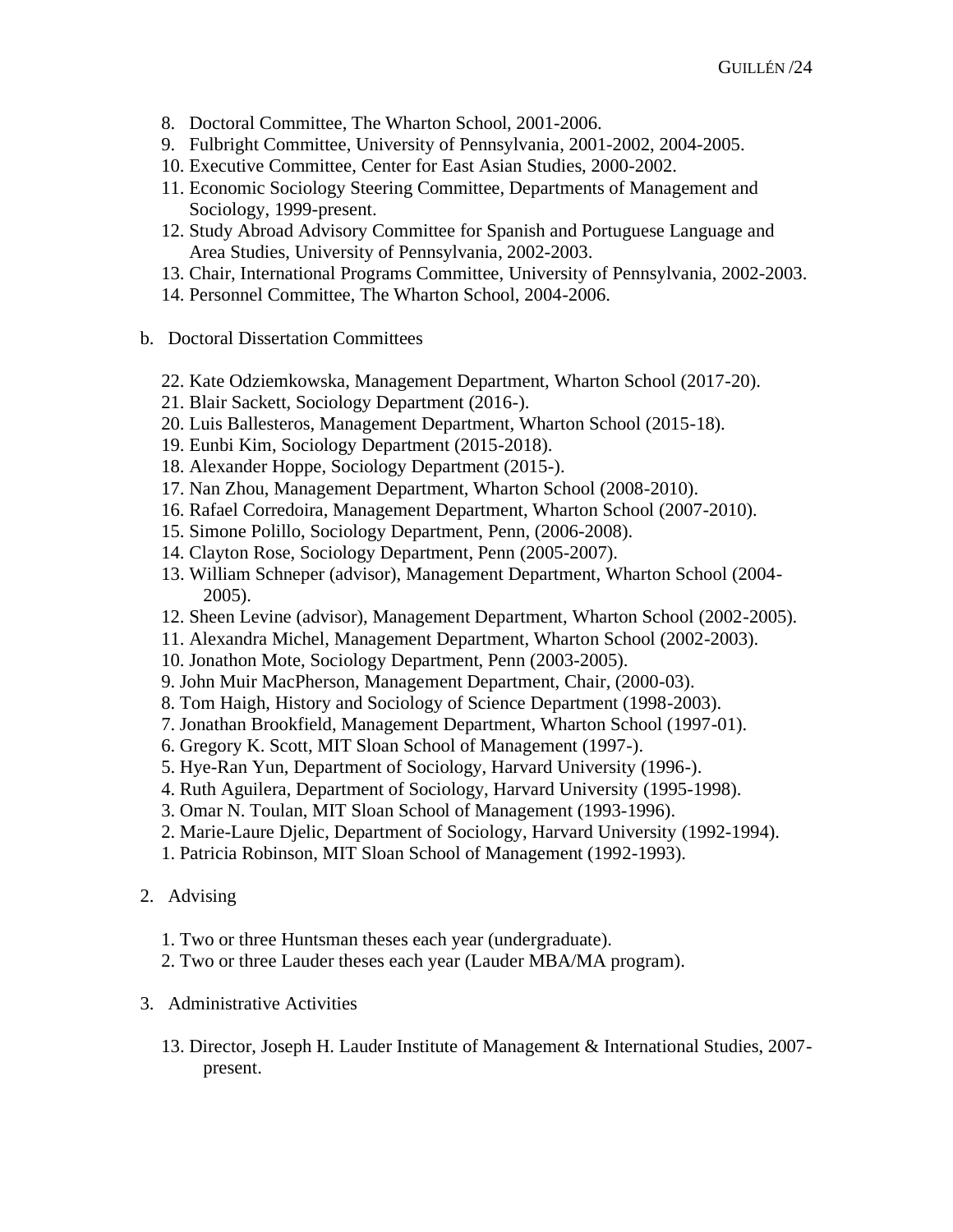8. Doctoral Committee, The Wharton School, 2001-2006.
9. Fulbright Committee, University of Pennsylvania, 2001-2002, 2004-2005.
10. Executive Committee, Center for East Asian Studies, 2000-2002.
11. Economic Sociology Steering Committee, Departments of Management and Sociology, 1999-present.
12. Study Abroad Advisory Committee for Spanish and Portuguese Language and Area Studies, University of Pennsylvania, 2002-2003.
13. Chair, International Programs Committee, University of Pennsylvania, 2002-2003.
14. Personnel Committee, The Wharton School, 2004-2006.

b. Doctoral Dissertation Committees

22. Kate Odziemkowska, Management Department, Wharton School (2017-20).
21. Blair Sackett, Sociology Department (2016-).
20. Luis Ballesteros, Management Department, Wharton School (2015-18).
19. Eunbi Kim, Sociology Department (2015-2018).
18. Alexander Hoppe, Sociology Department (2015-).
17. Nan Zhou, Management Department, Wharton School (2008-2010).
16. Rafael Corredoira, Management Department, Wharton School (2007-2010).
15. Simone Polillo, Sociology Department, Penn, (2006-2008).
14. Clayton Rose, Sociology Department, Penn (2005-2007).
13. William Schneper (advisor), Management Department, Wharton School (2004-2005).
12. Sheen Levine (advisor), Management Department, Wharton School (2002-2005).
11. Alexandra Michel, Management Department, Wharton School (2002-2003).
10. Jonathon Mote, Sociology Department, Penn (2003-2005).
9. John Muir MacPherson, Management Department, Chair, (2000-03).
8. Tom Haigh, History and Sociology of Science Department (1998-2003).
7. Jonathan Brookfield, Management Department, Wharton School (1997-01).
6. Gregory K. Scott, MIT Sloan School of Management (1997-).
5. Hye-Ran Yun, Department of Sociology, Harvard University (1996-).
4. Ruth Aguilera, Department of Sociology, Harvard University (1995-1998).
3. Omar N. Toulan, MIT Sloan School of Management (1993-1996).
2. Marie-Laure Djelic, Department of Sociology, Harvard University (1992-1994).
1. Patricia Robinson, MIT Sloan School of Management (1992-1993).

2. Advising

1. Two or three Huntsman theses each year (undergraduate).
2. Two or three Lauder theses each year (Lauder MBA/MA program).

3. Administrative Activities

13. Director, Joseph H. Lauder Institute of Management & International Studies, 2007-present.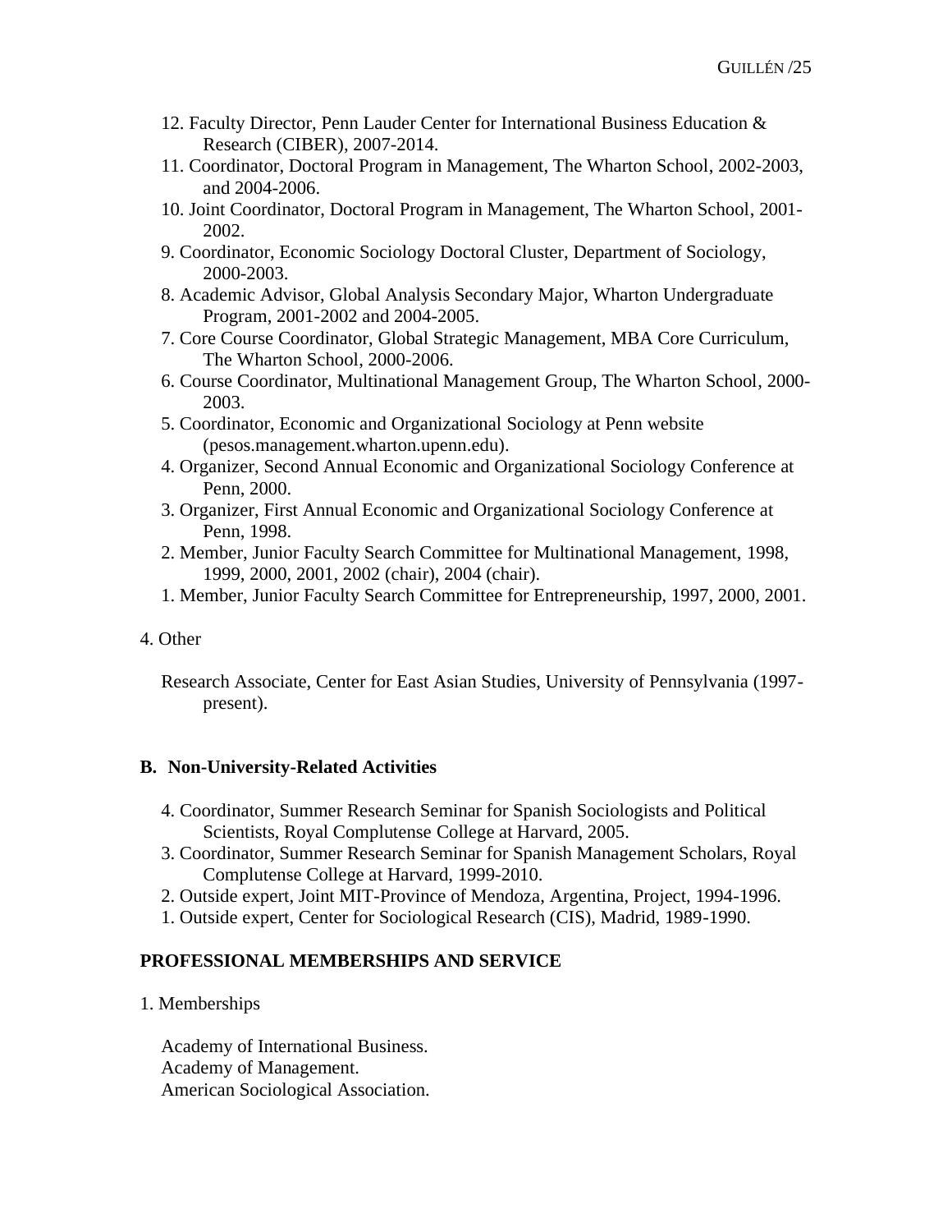12. Faculty Director, Penn Lauder Center for International Business Education & Research (CIBER), 2007-2014.
11. Coordinator, Doctoral Program in Management, The Wharton School, 2002-2003, and 2004-2006.
10. Joint Coordinator, Doctoral Program in Management, The Wharton School, 2001-2002.
9. Coordinator, Economic Sociology Doctoral Cluster, Department of Sociology, 2000-2003.
8. Academic Advisor, Global Analysis Secondary Major, Wharton Undergraduate Program, 2001-2002 and 2004-2005.
7. Core Course Coordinator, Global Strategic Management, MBA Core Curriculum, The Wharton School, 2000-2006.
6. Course Coordinator, Multinational Management Group, The Wharton School, 2000-2003.
5. Coordinator, Economic and Organizational Sociology at Penn website (pesos.management.wharton.upenn.edu).
4. Organizer, Second Annual Economic and Organizational Sociology Conference at Penn, 2000.
3. Organizer, First Annual Economic and Organizational Sociology Conference at Penn, 1998.
2. Member, Junior Faculty Search Committee for Multinational Management, 1998, 1999, 2000, 2001, 2002 (chair), 2004 (chair).
1. Member, Junior Faculty Search Committee for Entrepreneurship, 1997, 2000, 2001.

4. Other

Research Associate, Center for East Asian Studies, University of Pennsylvania (1997-present).

**B. Non-University-Related Activities**

4. Coordinator, Summer Research Seminar for Spanish Sociologists and Political Scientists, Royal Complutense College at Harvard, 2005.
3. Coordinator, Summer Research Seminar for Spanish Management Scholars, Royal Complutense College at Harvard, 1999-2010.
2. Outside expert, Joint MIT-Province of Mendoza, Argentina, Project, 1994-1996.
1. Outside expert, Center for Sociological Research (CIS), Madrid, 1989-1990.

**PROFESSIONAL MEMBERSHIPS AND SERVICE**

1. Memberships

Academy of International Business.
Academy of Management.
American Sociological Association.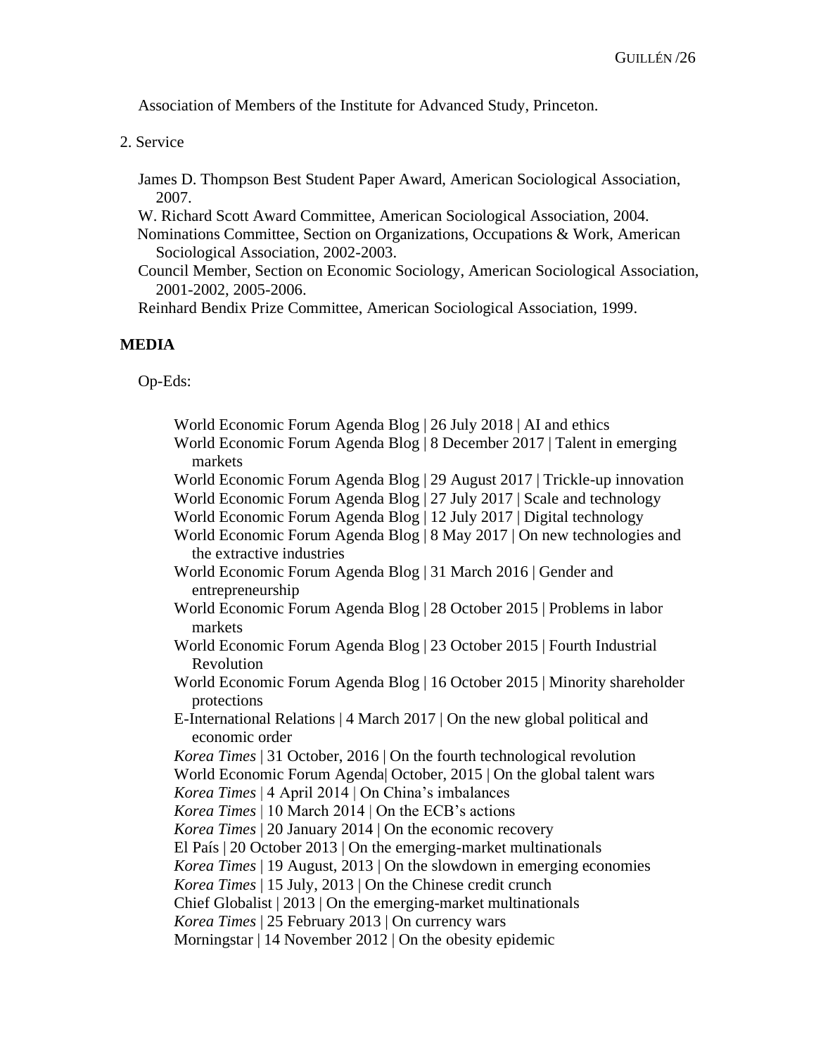Association of Members of the Institute for Advanced Study, Princeton.

2. Service

James D. Thompson Best Student Paper Award, American Sociological Association, 2007.
W. Richard Scott Award Committee, American Sociological Association, 2004.
Nominations Committee, Section on Organizations, Occupations & Work, American Sociological Association, 2002-2003.
Council Member, Section on Economic Sociology, American Sociological Association, 2001-2002, 2005-2006.
Reinhard Bendix Prize Committee, American Sociological Association, 1999.

## MEDIA

Op-Eds:

World Economic Forum Agenda Blog | 26 July 2018 | AI and ethics
World Economic Forum Agenda Blog | 8 December 2017 | Talent in emerging markets
World Economic Forum Agenda Blog | 29 August 2017 | Trickle-up innovation
World Economic Forum Agenda Blog | 27 July 2017 | Scale and technology
World Economic Forum Agenda Blog | 12 July 2017 | Digital technology
World Economic Forum Agenda Blog | 8 May 2017 | On new technologies and the extractive industries
World Economic Forum Agenda Blog | 31 March 2016 | Gender and entrepreneurship
World Economic Forum Agenda Blog | 28 October 2015 | Problems in labor markets
World Economic Forum Agenda Blog | 23 October 2015 | Fourth Industrial Revolution
World Economic Forum Agenda Blog | 16 October 2015 | Minority shareholder protections
E-International Relations | 4 March 2017 | On the new global political and economic order
*Korea Times* | 31 October, 2016 | On the fourth technological revolution
World Economic Forum Agenda| October, 2015 | On the global talent wars
*Korea Times* | 4 April 2014 | On China's imbalances
*Korea Times* | 10 March 2014 | On the ECB's actions
*Korea Times* | 20 January 2014 | On the economic recovery
El País | 20 October 2013 | On the emerging-market multinationals
*Korea Times* | 19 August, 2013 | On the slowdown in emerging economies
*Korea Times* | 15 July, 2013 | On the Chinese credit crunch
Chief Globalist | 2013 | On the emerging-market multinationals
*Korea Times* | 25 February 2013 | On currency wars
Morningstar | 14 November 2012 | On the obesity epidemic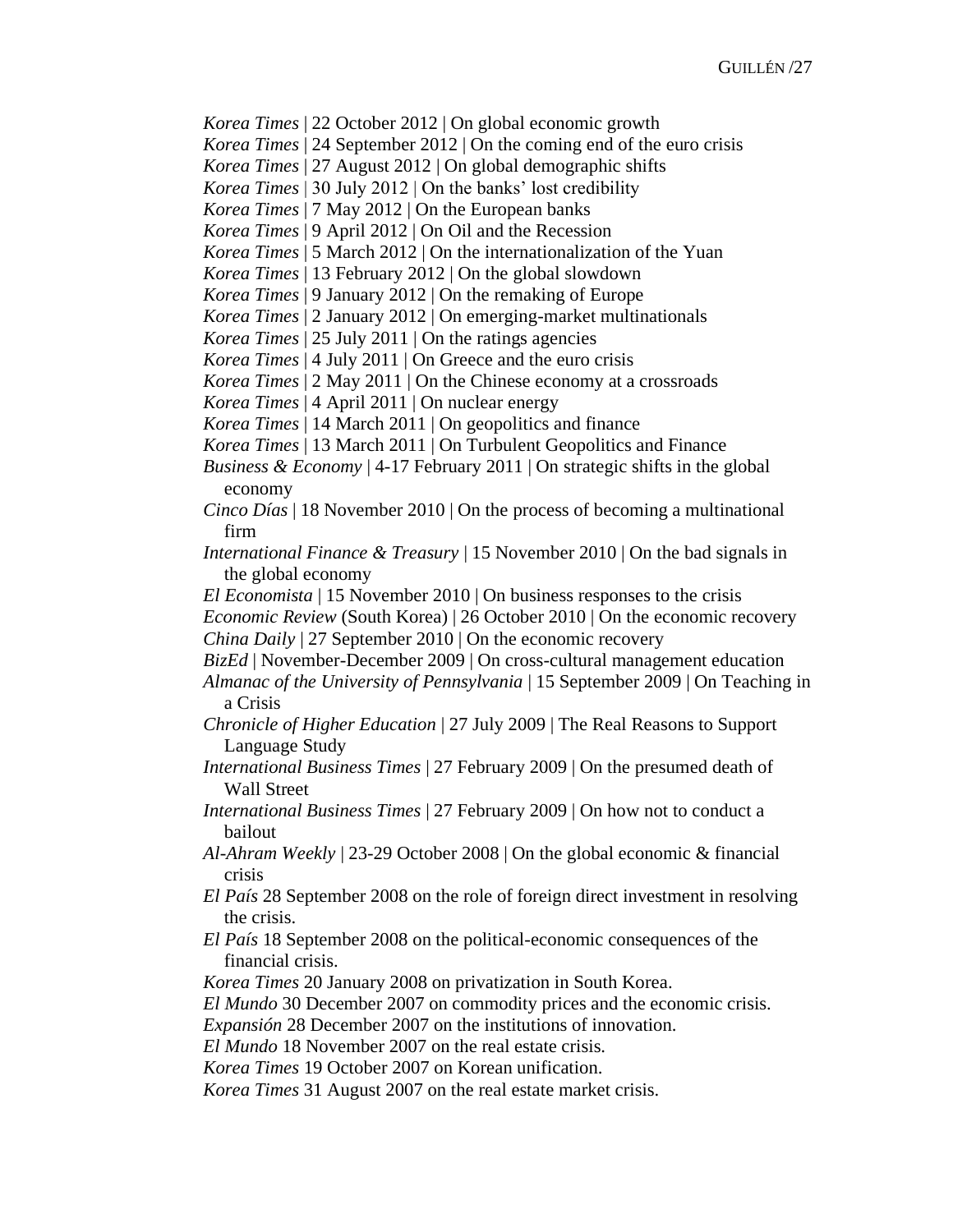*Korea Times* | 22 October 2012 | On global economic growth
*Korea Times* | 24 September 2012 | On the coming end of the euro crisis
*Korea Times* | 27 August 2012 | On global demographic shifts
*Korea Times* | 30 July 2012 | On the banks' lost credibility
*Korea Times* | 7 May 2012 | On the European banks
*Korea Times* | 9 April 2012 | On Oil and the Recession
*Korea Times* | 5 March 2012 | On the internationalization of the Yuan
*Korea Times* | 13 February 2012 | On the global slowdown
*Korea Times* | 9 January 2012 | On the remaking of Europe
*Korea Times* | 2 January 2012 | On emerging-market multinationals
*Korea Times* | 25 July 2011 | On the ratings agencies
*Korea Times* | 4 July 2011 | On Greece and the euro crisis
*Korea Times* | 2 May 2011 | On the Chinese economy at a crossroads
*Korea Times* | 4 April 2011 | On nuclear energy
*Korea Times* | 14 March 2011 | On geopolitics and finance
*Korea Times* | 13 March 2011 | On Turbulent Geopolitics and Finance
*Business & Economy* | 4-17 February 2011 | On strategic shifts in the global economy
*Cinco Días* | 18 November 2010 | On the process of becoming a multinational firm
*International Finance & Treasury* | 15 November 2010 | On the bad signals in the global economy
*El Economista* | 15 November 2010 | On business responses to the crisis
*Economic Review* (South Korea) | 26 October 2010 | On the economic recovery
*China Daily* | 27 September 2010 | On the economic recovery
*BizEd* | November-December 2009 | On cross-cultural management education
*Almanac of the University of Pennsylvania* | 15 September 2009 | On Teaching in a Crisis
*Chronicle of Higher Education* | 27 July 2009 | The Real Reasons to Support Language Study
*International Business Times* | 27 February 2009 | On the presumed death of Wall Street
*International Business Times* | 27 February 2009 | On how not to conduct a bailout
*Al-Ahram Weekly* | 23-29 October 2008 | On the global economic & financial crisis
*El País* 28 September 2008 on the role of foreign direct investment in resolving the crisis.
*El País* 18 September 2008 on the political-economic consequences of the financial crisis.
*Korea Times* 20 January 2008 on privatization in South Korea.
*El Mundo* 30 December 2007 on commodity prices and the economic crisis.
*Expansión* 28 December 2007 on the institutions of innovation.
*El Mundo* 18 November 2007 on the real estate crisis.
*Korea Times* 19 October 2007 on Korean unification.
*Korea Times* 31 August 2007 on the real estate market crisis.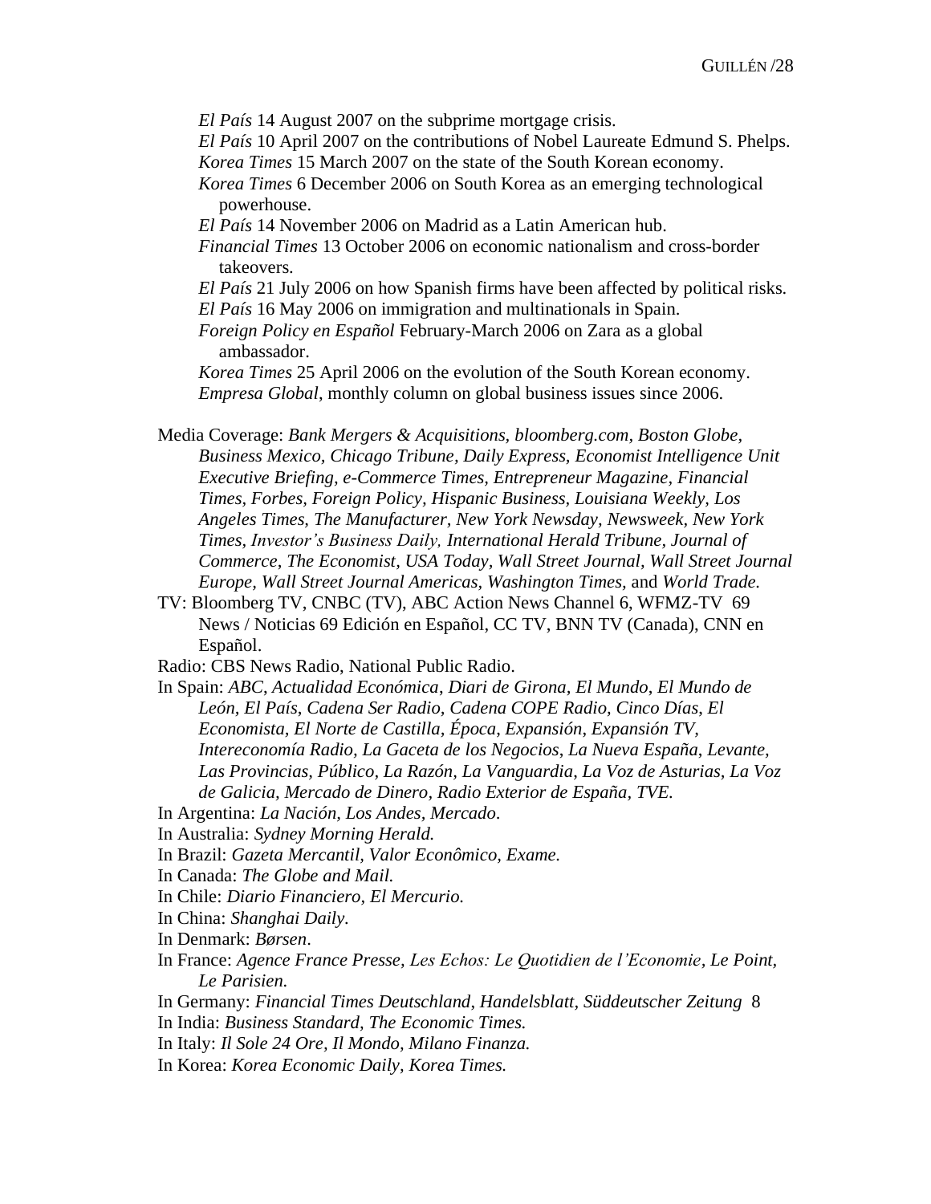*El País* 14 August 2007 on the subprime mortgage crisis.
*El País* 10 April 2007 on the contributions of Nobel Laureate Edmund S. Phelps.
*Korea Times* 15 March 2007 on the state of the South Korean economy.
*Korea Times* 6 December 2006 on South Korea as an emerging technological powerhouse.
*El País* 14 November 2006 on Madrid as a Latin American hub.
*Financial Times* 13 October 2006 on economic nationalism and cross-border takeovers.
*El País* 21 July 2006 on how Spanish firms have been affected by political risks.
*El País* 16 May 2006 on immigration and multinationals in Spain.
*Foreign Policy en Español* February-March 2006 on Zara as a global ambassador.
*Korea Times* 25 April 2006 on the evolution of the South Korean economy.
*Empresa Global*, monthly column on global business issues since 2006.

Media Coverage: *Bank Mergers & Acquisitions, bloomberg.com, Boston Globe, Business Mexico, Chicago Tribune, Daily Express, Economist Intelligence Unit Executive Briefing, e-Commerce Times, Entrepreneur Magazine, Financial Times, Forbes, Foreign Policy, Hispanic Business, Louisiana Weekly, Los Angeles Times, The Manufacturer, New York Newsday, Newsweek, New York Times, Investor's Business Daily, International Herald Tribune, Journal of Commerce, The Economist, USA Today, Wall Street Journal, Wall Street Journal Europe, Wall Street Journal Americas, Washington Times,* and *World Trade.*
TV: Bloomberg TV, CNBC (TV), ABC Action News Channel 6, WFMZ-TV 69 News / Noticias 69 Edición en Español, CC TV, BNN TV (Canada), CNN en Español.
Radio: CBS News Radio, National Public Radio.
In Spain: *ABC, Actualidad Económica, Diari de Girona, El Mundo, El Mundo de León, El País, Cadena Ser Radio, Cadena COPE Radio, Cinco Días, El Economista, El Norte de Castilla, Época, Expansión, Expansión TV, Intereconomía Radio, La Gaceta de los Negocios, La Nueva España, Levante, Las Provincias, Público, La Razón, La Vanguardia, La Voz de Asturias, La Voz de Galicia, Mercado de Dinero, Radio Exterior de España, TVE.*
In Argentina: *La Nación, Los Andes, Mercado.*
In Australia: *Sydney Morning Herald.*
In Brazil: *Gazeta Mercantil, Valor Econômico, Exame.*
In Canada: *The Globe and Mail.*
In Chile: *Diario Financiero, El Mercurio.*
In China: *Shanghai Daily.*
In Denmark: *Børsen*.
In France: *Agence France Presse, Les Echos: Le Quotidien de l'Economie, Le Point, Le Parisien.*
In Germany: *Financial Times Deutschland, Handelsblatt, Süddeutscher Zeitung* 8
In India: *Business Standard, The Economic Times.*
In Italy: *Il Sole 24 Ore, Il Mondo, Milano Finanza.*
In Korea: *Korea Economic Daily, Korea Times.*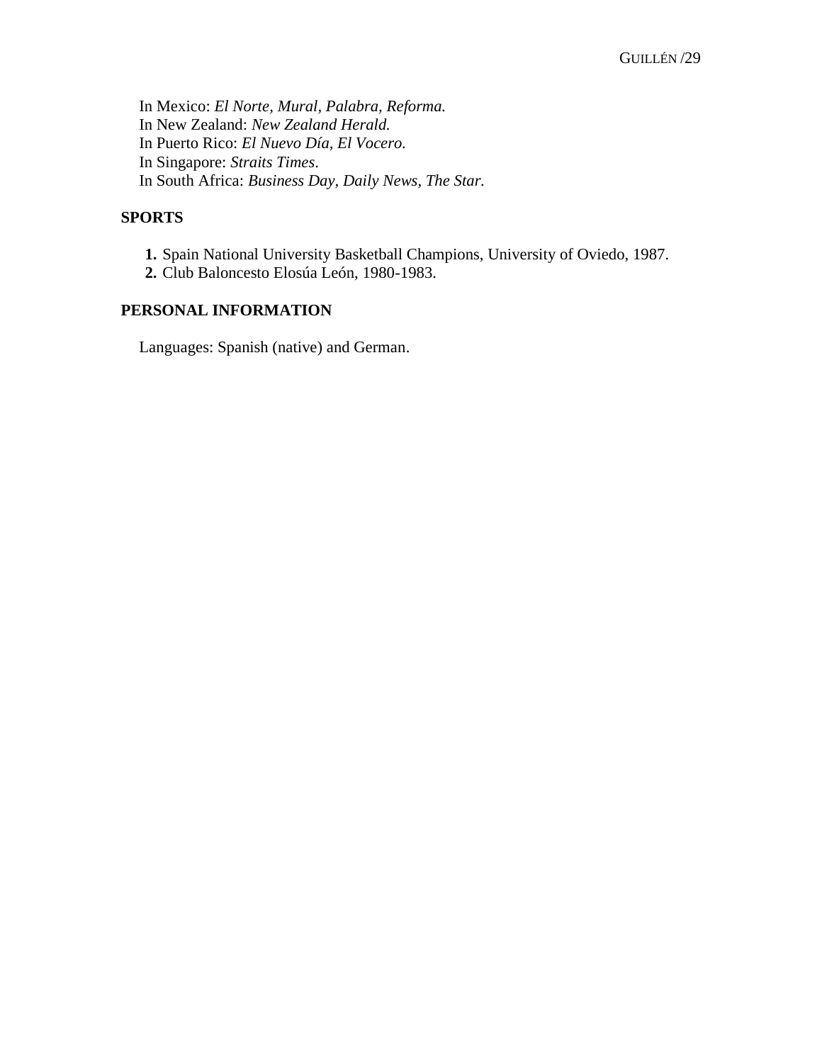In Mexico: *El Norte, Mural, Palabra, Reforma.*
In New Zealand: *New Zealand Herald.*
In Puerto Rico: *El Nuevo Día, El Vocero.*
In Singapore: *Straits Times*.
In South Africa: *Business Day*, *Daily News*, *The Star.*

## SPORTS

1. Spain National University Basketball Champions, University of Oviedo, 1987.
2. Club Baloncesto Elosúa León, 1980-1983.

## PERSONAL INFORMATION

Languages: Spanish (native) and German.